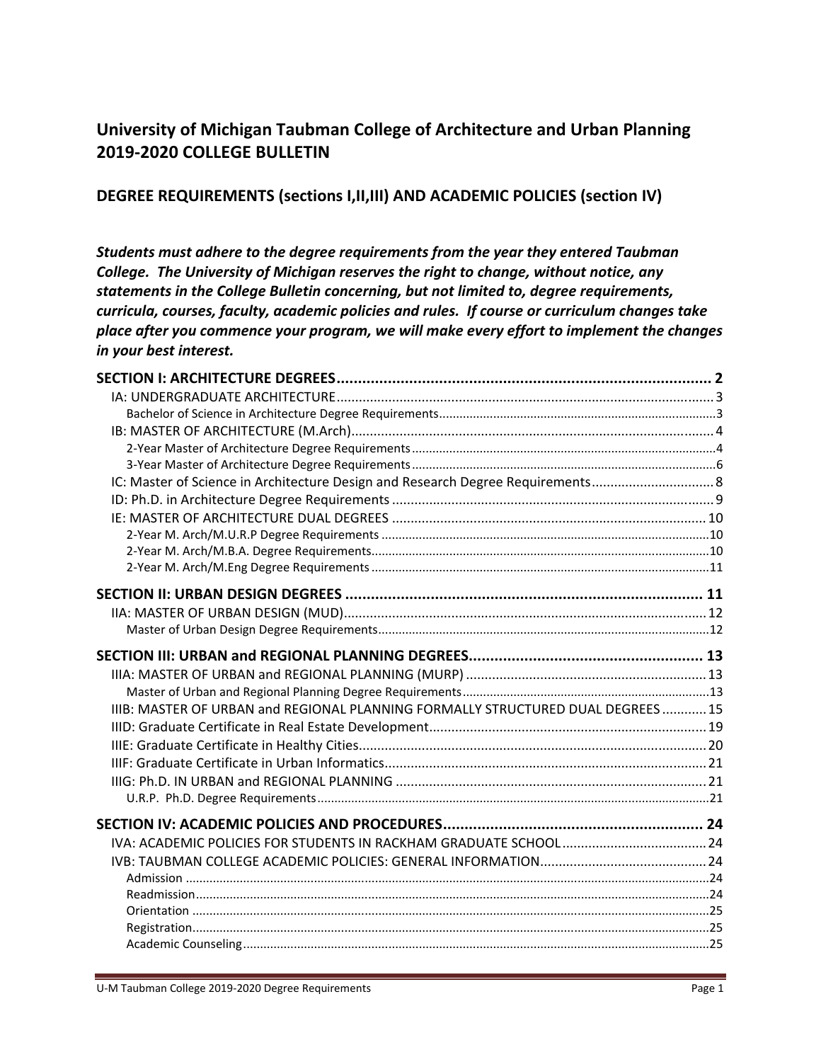# University of Michigan Taubman College of Architecture and Urban Planning 2019-2020 COLLEGE BULLETIN

## DEGREE REQUIREMENTS (sections I,II,III) AND ACADEMIC POLICIES (section IV)

***Students must adhere to the degree requirements from the year they entered Taubman College. The University of Michigan reserves the right to change, without notice, any statements in the College Bulletin concerning, but not limited to, degree requirements, curricula, courses, faculty, academic policies and rules. If course or curriculum changes take place after you commence your program, we will make every effort to implement the changes in your best interest.***

**SECTION I: ARCHITECTURE DEGREES** ........................................................ 2
- IA: UNDERGRADUATE ARCHITECTURE ........................................................ 3
  - Bachelor of Science in Architecture Degree Requirements ........................................................ 3
- IB: MASTER OF ARCHITECTURE (M.Arch) ........................................................ 4
  - 2-Year Master of Architecture Degree Requirements ........................................................ 4
  - 3-Year Master of Architecture Degree Requirements ........................................................ 6
- IC: Master of Science in Architecture Design and Research Degree Requirements ........................................................ 8
- ID: Ph.D. in Architecture Degree Requirements ........................................................ 9
- IE: MASTER OF ARCHITECTURE DUAL DEGREES ........................................................ 10
  - 2-Year M. Arch/M.U.R.P Degree Requirements ........................................................ 10
  - 2-Year M. Arch/M.B.A. Degree Requirements ........................................................ 10
  - 2-Year M. Arch/M.Eng Degree Requirements ........................................................ 11

**SECTION II: URBAN DESIGN DEGREES** ........................................................ 11
- IIA: MASTER OF URBAN DESIGN (MUD) ........................................................ 12
  - Master of Urban Design Degree Requirements ........................................................ 12

**SECTION III: URBAN and REGIONAL PLANNING DEGREES** ........................................................ 13
- IIIA: MASTER OF URBAN and REGIONAL PLANNING (MURP) ........................................................ 13
  - Master of Urban and Regional Planning Degree Requirements ........................................................ 13
- IIIB: MASTER OF URBAN and REGIONAL PLANNING FORMALLY STRUCTURED DUAL DEGREES ........................................................ 15
- IIID: Graduate Certificate in Real Estate Development ........................................................ 19
- IIIE: Graduate Certificate in Healthy Cities ........................................................ 20
- IIIF: Graduate Certificate in Urban Informatics ........................................................ 21
- IIIG: Ph.D. IN URBAN and REGIONAL PLANNING ........................................................ 21
  - U.R.P. Ph.D. Degree Requirements ........................................................ 21

**SECTION IV: ACADEMIC POLICIES AND PROCEDURES** ........................................................ 24
- IVA: ACADEMIC POLICIES FOR STUDENTS IN RACKHAM GRADUATE SCHOOL ........................................................ 24
- IVB: TAUBMAN COLLEGE ACADEMIC POLICIES: GENERAL INFORMATION ........................................................ 24
  - Admission ........................................................ 24
  - Readmission ........................................................ 24
  - Orientation ........................................................ 25
  - Registration ........................................................ 25
  - Academic Counseling ........................................................ 25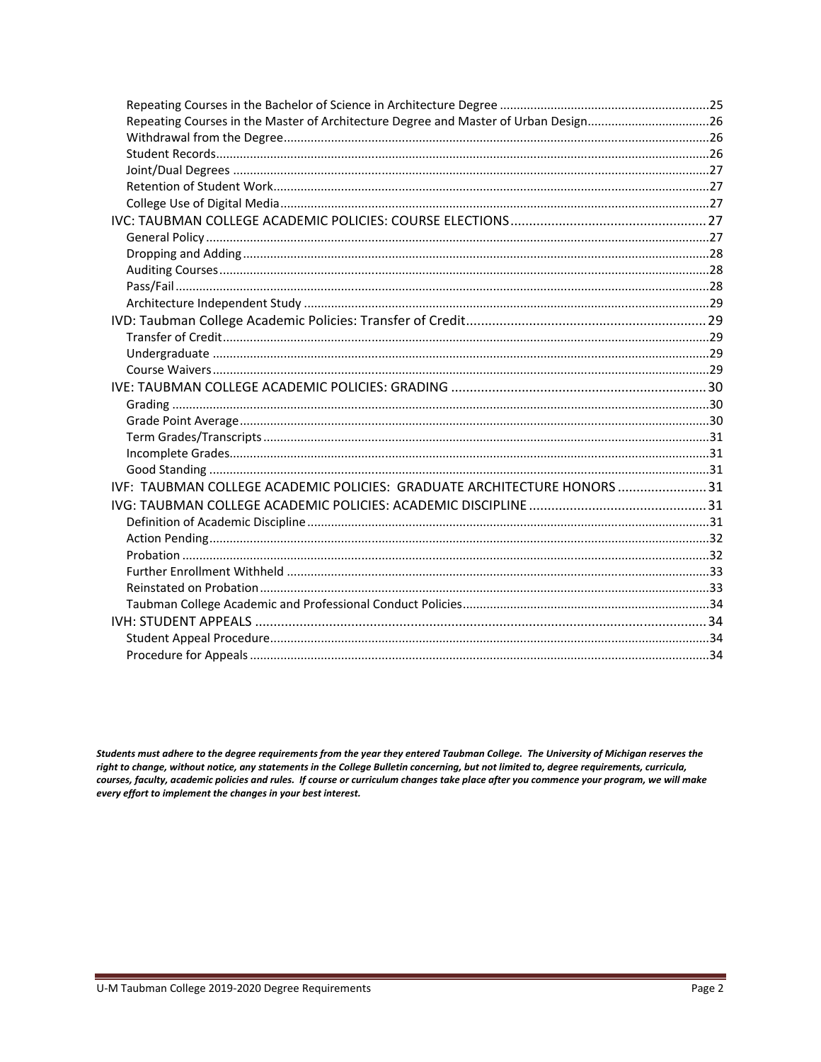Repeating Courses in the Bachelor of Science in Architecture Degree ....................25
Repeating Courses in the Master of Architecture Degree and Master of Urban Design....................26
Withdrawal from the Degree....................26
Student Records....................26
Joint/Dual Degrees ....................27
Retention of Student Work....................27
College Use of Digital Media....................27

IVC: TAUBMAN COLLEGE ACADEMIC POLICIES: COURSE ELECTIONS....................27
General Policy ....................27
Dropping and Adding....................28
Auditing Courses....................28
Pass/Fail....................28
Architecture Independent Study ....................29

IVD: Taubman College Academic Policies: Transfer of Credit....................29
Transfer of Credit....................29
Undergraduate ....................29
Course Waivers....................29

IVE: TAUBMAN COLLEGE ACADEMIC POLICIES: GRADING ....................30
Grading ....................30
Grade Point Average....................30
Term Grades/Transcripts....................31
Incomplete Grades....................31
Good Standing ....................31

IVF: TAUBMAN COLLEGE ACADEMIC POLICIES: GRADUATE ARCHITECTURE HONORS ....................31

IVG: TAUBMAN COLLEGE ACADEMIC POLICIES: ACADEMIC DISCIPLINE ....................31
Definition of Academic Discipline....................31
Action Pending....................32
Probation ....................32
Further Enrollment Withheld ....................33
Reinstated on Probation....................33
Taubman College Academic and Professional Conduct Policies....................34

IVH: STUDENT APPEALS ....................34
Student Appeal Procedure....................34
Procedure for Appeals ....................34

***Students must adhere to the degree requirements from the year they entered Taubman College. The University of Michigan reserves the right to change, without notice, any statements in the College Bulletin concerning, but not limited to, degree requirements, curricula, courses, faculty, academic policies and rules. If course or curriculum changes take place after you commence your program, we will make every effort to implement the changes in your best interest.***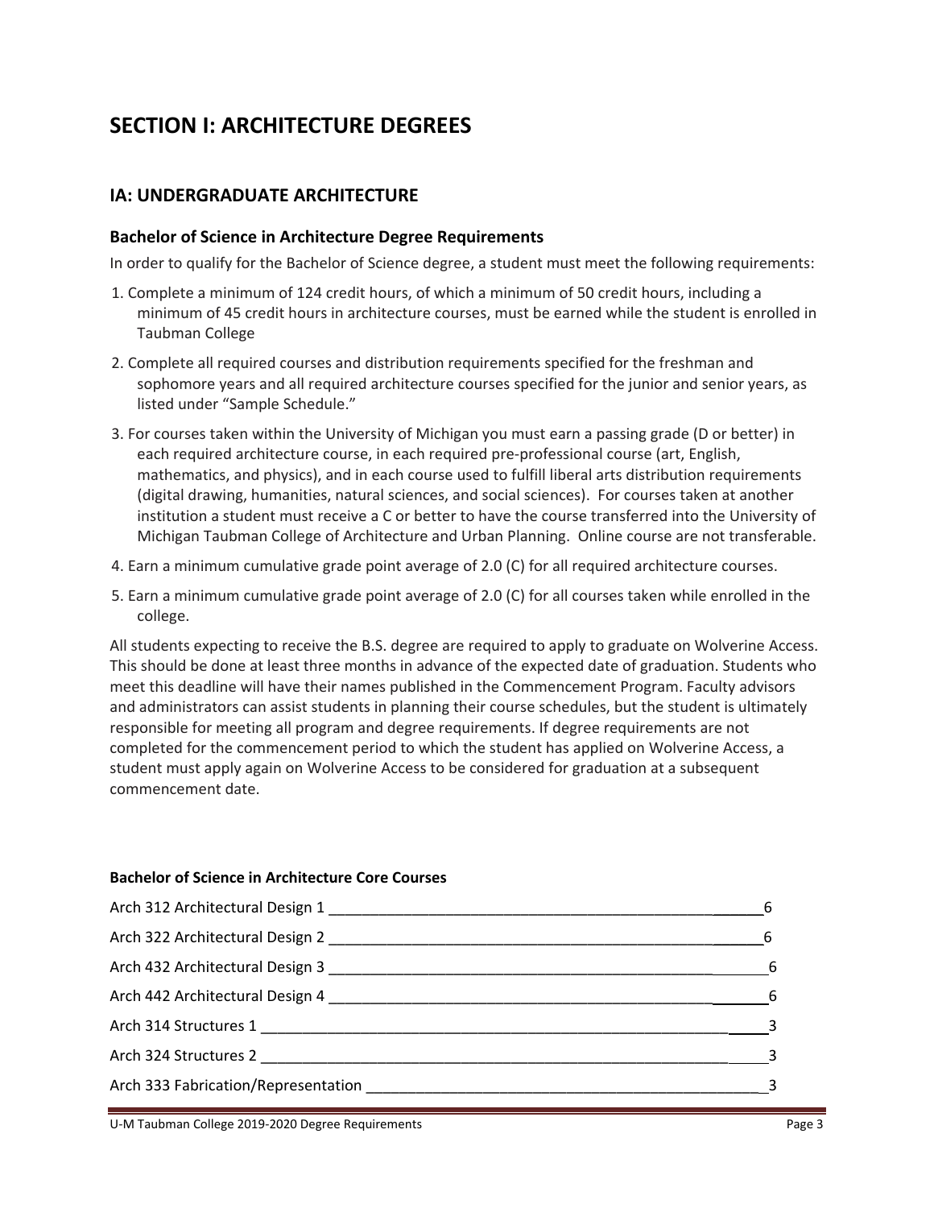# SECTION I: ARCHITECTURE DEGREES

## IA: UNDERGRADUATE ARCHITECTURE

### Bachelor of Science in Architecture Degree Requirements

In order to qualify for the Bachelor of Science degree, a student must meet the following requirements:

1. Complete a minimum of 124 credit hours, of which a minimum of 50 credit hours, including a minimum of 45 credit hours in architecture courses, must be earned while the student is enrolled in Taubman College
2. Complete all required courses and distribution requirements specified for the freshman and sophomore years and all required architecture courses specified for the junior and senior years, as listed under "Sample Schedule."
3. For courses taken within the University of Michigan you must earn a passing grade (D or better) in each required architecture course, in each required pre-professional course (art, English, mathematics, and physics), and in each course used to fulfill liberal arts distribution requirements (digital drawing, humanities, natural sciences, and social sciences). For courses taken at another institution a student must receive a C or better to have the course transferred into the University of Michigan Taubman College of Architecture and Urban Planning. Online course are not transferable.
4. Earn a minimum cumulative grade point average of 2.0 (C) for all required architecture courses.
5. Earn a minimum cumulative grade point average of 2.0 (C) for all courses taken while enrolled in the college.

All students expecting to receive the B.S. degree are required to apply to graduate on Wolverine Access. This should be done at least three months in advance of the expected date of graduation. Students who meet this deadline will have their names published in the Commencement Program. Faculty advisors and administrators can assist students in planning their course schedules, but the student is ultimately responsible for meeting all program and degree requirements. If degree requirements are not completed for the commencement period to which the student has applied on Wolverine Access, a student must apply again on Wolverine Access to be considered for graduation at a subsequent commencement date.

**Bachelor of Science in Architecture Core Courses**

| Course | Credits |
|---|---|
| Arch 312 Architectural Design 1 | 6 |
| Arch 322 Architectural Design 2 | 6 |
| Arch 432 Architectural Design 3 | 6 |
| Arch 442 Architectural Design 4 | 6 |
| Arch 314 Structures 1 | 3 |
| Arch 324 Structures 2 | 3 |
| Arch 333 Fabrication/Representation | 3 |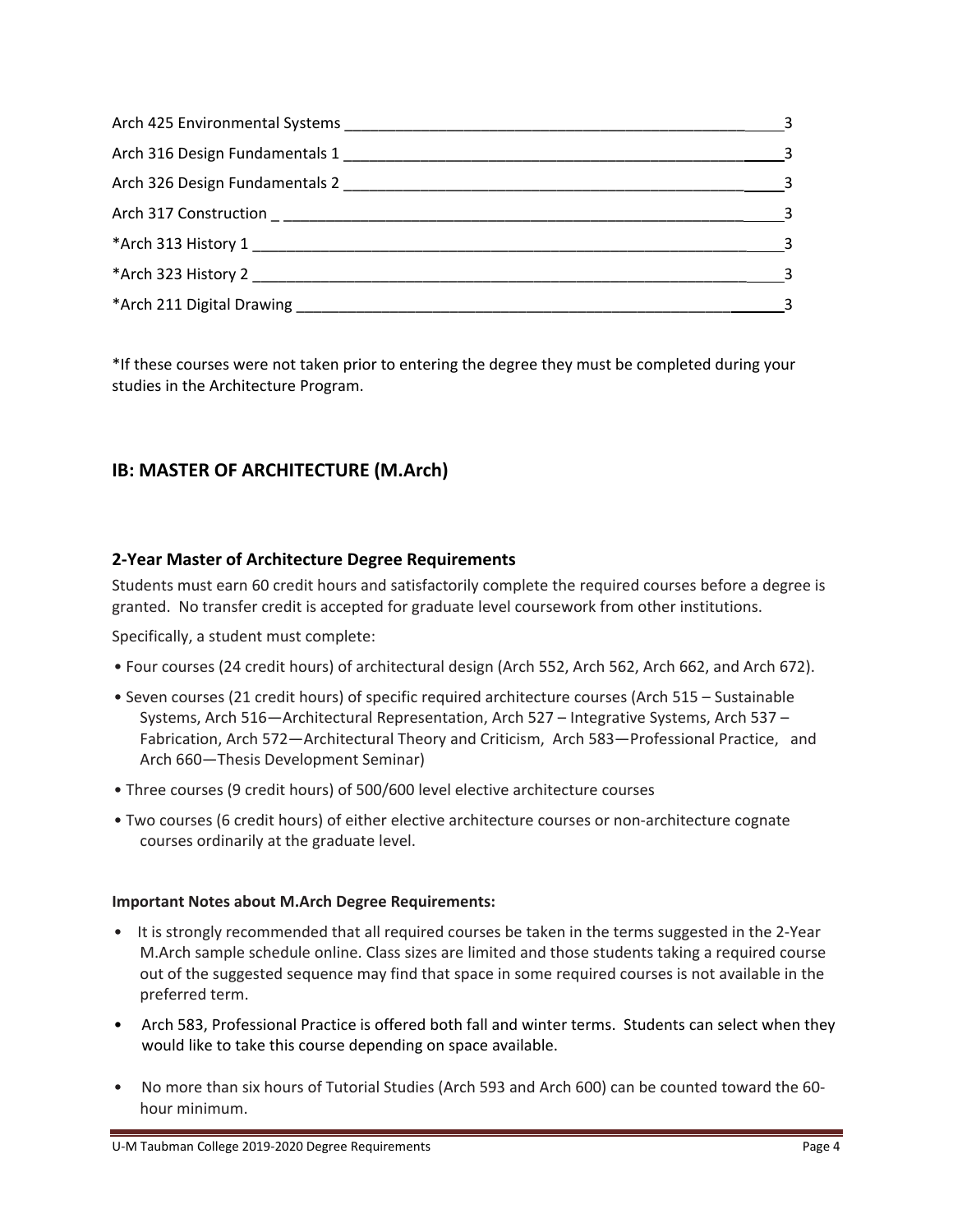| Course | Credits |
| --- | --- |
| Arch 425 Environmental Systems | 3 |
| Arch 316 Design Fundamentals 1 | 3 |
| Arch 326 Design Fundamentals 2 | 3 |
| Arch 317 Construction | 3 |
| *Arch 313 History 1 | 3 |
| *Arch 323 History 2 | 3 |
| *Arch 211 Digital Drawing | 3 |

*If these courses were not taken prior to entering the degree they must be completed during your studies in the Architecture Program.

## IB: MASTER OF ARCHITECTURE (M.Arch)

### 2-Year Master of Architecture Degree Requirements

Students must earn 60 credit hours and satisfactorily complete the required courses before a degree is granted. No transfer credit is accepted for graduate level coursework from other institutions.

Specifically, a student must complete:

- Four courses (24 credit hours) of architectural design (Arch 552, Arch 562, Arch 662, and Arch 672).
- Seven courses (21 credit hours) of specific required architecture courses (Arch 515 – Sustainable Systems, Arch 516—Architectural Representation, Arch 527 – Integrative Systems, Arch 537 – Fabrication, Arch 572—Architectural Theory and Criticism, Arch 583—Professional Practice, and Arch 660—Thesis Development Seminar)
- Three courses (9 credit hours) of 500/600 level elective architecture courses
- Two courses (6 credit hours) of either elective architecture courses or non-architecture cognate courses ordinarily at the graduate level.

**Important Notes about M.Arch Degree Requirements:**

- It is strongly recommended that all required courses be taken in the terms suggested in the 2-Year M.Arch sample schedule online. Class sizes are limited and those students taking a required course out of the suggested sequence may find that space in some required courses is not available in the preferred term.
- Arch 583, Professional Practice is offered both fall and winter terms. Students can select when they would like to take this course depending on space available.
- No more than six hours of Tutorial Studies (Arch 593 and Arch 600) can be counted toward the 60-hour minimum.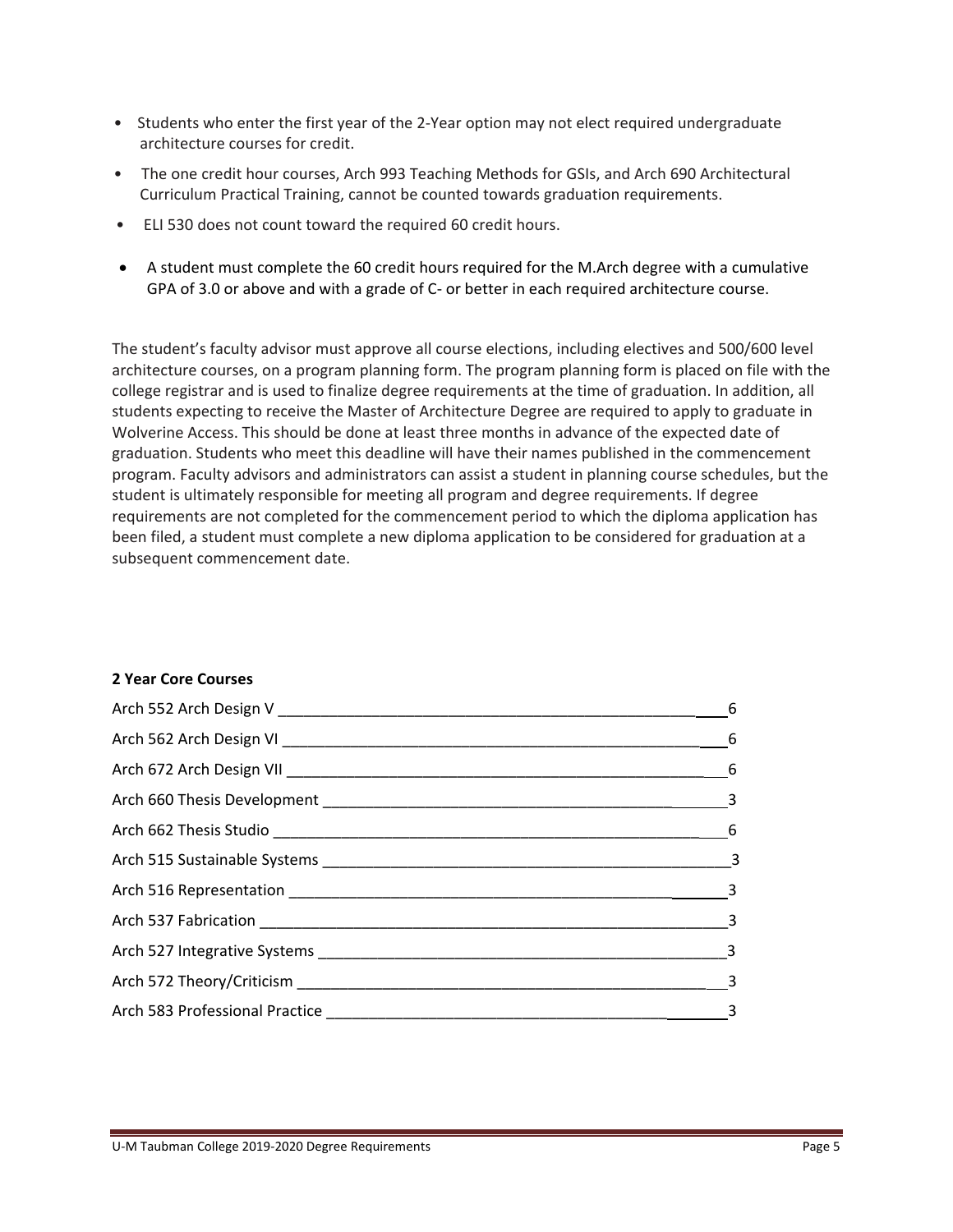- Students who enter the first year of the 2-Year option may not elect required undergraduate architecture courses for credit.
- The one credit hour courses, Arch 993 Teaching Methods for GSIs, and Arch 690 Architectural Curriculum Practical Training, cannot be counted towards graduation requirements.
- ELI 530 does not count toward the required 60 credit hours.
- A student must complete the 60 credit hours required for the M.Arch degree with a cumulative GPA of 3.0 or above and with a grade of C- or better in each required architecture course.

The student's faculty advisor must approve all course elections, including electives and 500/600 level architecture courses, on a program planning form. The program planning form is placed on file with the college registrar and is used to finalize degree requirements at the time of graduation. In addition, all students expecting to receive the Master of Architecture Degree are required to apply to graduate in Wolverine Access. This should be done at least three months in advance of the expected date of graduation. Students who meet this deadline will have their names published in the commencement program. Faculty advisors and administrators can assist a student in planning course schedules, but the student is ultimately responsible for meeting all program and degree requirements. If degree requirements are not completed for the commencement period to which the diploma application has been filed, a student must complete a new diploma application to be considered for graduation at a subsequent commencement date.

**2 Year Core Courses**

| Course | Credits |
|---|---|
| Arch 552 Arch Design V | 6 |
| Arch 562 Arch Design VI | 6 |
| Arch 672 Arch Design VII | 6 |
| Arch 660 Thesis Development | 3 |
| Arch 662 Thesis Studio | 6 |
| Arch 515 Sustainable Systems | 3 |
| Arch 516 Representation | 3 |
| Arch 537 Fabrication | 3 |
| Arch 527 Integrative Systems | 3 |
| Arch 572 Theory/Criticism | 3 |
| Arch 583 Professional Practice | 3 |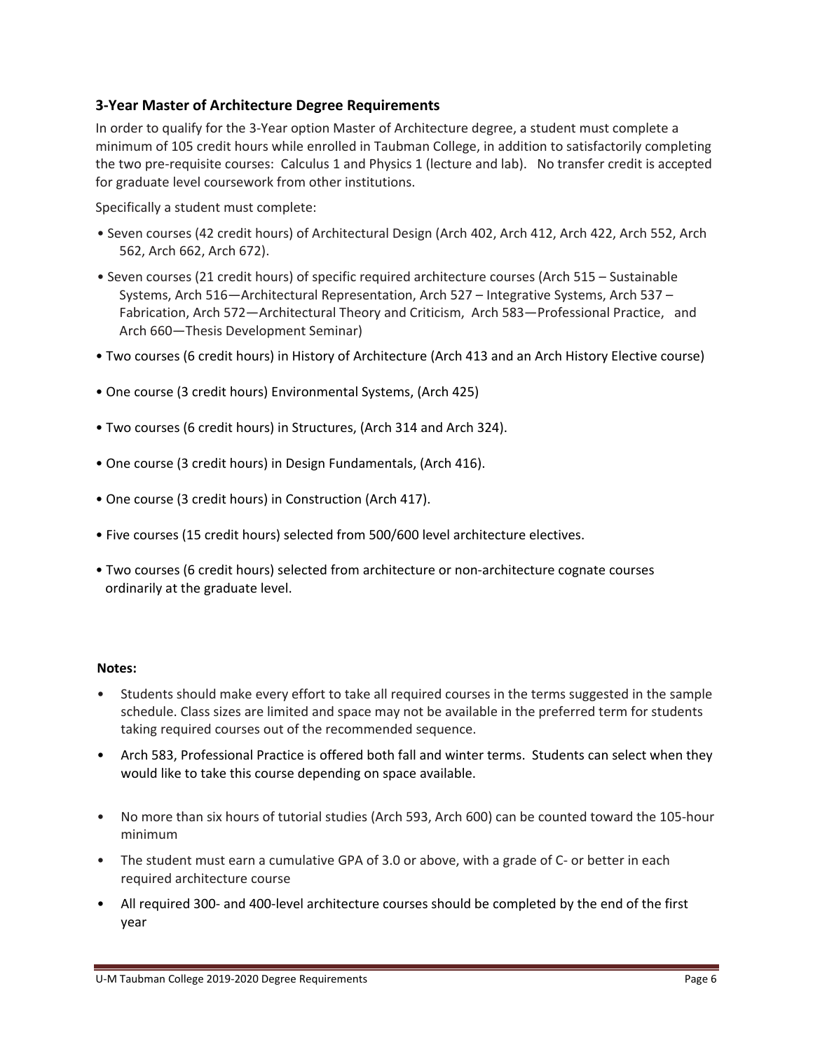### 3-Year Master of Architecture Degree Requirements

In order to qualify for the 3-Year option Master of Architecture degree, a student must complete a minimum of 105 credit hours while enrolled in Taubman College, in addition to satisfactorily completing the two pre-requisite courses: Calculus 1 and Physics 1 (lecture and lab). No transfer credit is accepted for graduate level coursework from other institutions.

Specifically a student must complete:

- Seven courses (42 credit hours) of Architectural Design (Arch 402, Arch 412, Arch 422, Arch 552, Arch 562, Arch 662, Arch 672).
- Seven courses (21 credit hours) of specific required architecture courses (Arch 515 – Sustainable Systems, Arch 516—Architectural Representation, Arch 527 – Integrative Systems, Arch 537 – Fabrication, Arch 572—Architectural Theory and Criticism, Arch 583—Professional Practice, and Arch 660—Thesis Development Seminar)
- Two courses (6 credit hours) in History of Architecture (Arch 413 and an Arch History Elective course)
- One course (3 credit hours) Environmental Systems, (Arch 425)
- Two courses (6 credit hours) in Structures, (Arch 314 and Arch 324).
- One course (3 credit hours) in Design Fundamentals, (Arch 416).
- One course (3 credit hours) in Construction (Arch 417).
- Five courses (15 credit hours) selected from 500/600 level architecture electives.
- Two courses (6 credit hours) selected from architecture or non-architecture cognate courses ordinarily at the graduate level.

**Notes:**

- Students should make every effort to take all required courses in the terms suggested in the sample schedule. Class sizes are limited and space may not be available in the preferred term for students taking required courses out of the recommended sequence.
- Arch 583, Professional Practice is offered both fall and winter terms. Students can select when they would like to take this course depending on space available.
- No more than six hours of tutorial studies (Arch 593, Arch 600) can be counted toward the 105-hour minimum
- The student must earn a cumulative GPA of 3.0 or above, with a grade of C- or better in each required architecture course
- All required 300- and 400-level architecture courses should be completed by the end of the first year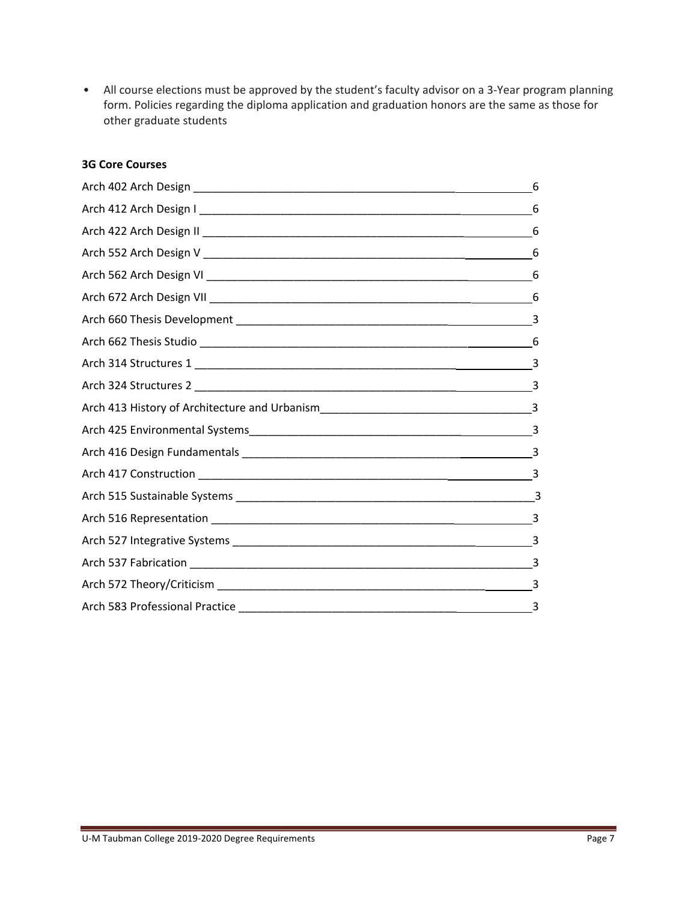- All course elections must be approved by the student's faculty advisor on a 3-Year program planning form. Policies regarding the diploma application and graduation honors are the same as those for other graduate students

**3G Core Courses**

| Course | Credits |
|---|---|
| Arch 402 Arch Design | 6 |
| Arch 412 Arch Design I | 6 |
| Arch 422 Arch Design II | 6 |
| Arch 552 Arch Design V | 6 |
| Arch 562 Arch Design VI | 6 |
| Arch 672 Arch Design VII | 6 |
| Arch 660 Thesis Development | 3 |
| Arch 662 Thesis Studio | 6 |
| Arch 314 Structures 1 | 3 |
| Arch 324 Structures 2 | 3 |
| Arch 413 History of Architecture and Urbanism | 3 |
| Arch 425 Environmental Systems | 3 |
| Arch 416 Design Fundamentals | 3 |
| Arch 417 Construction | 3 |
| Arch 515 Sustainable Systems | 3 |
| Arch 516 Representation | 3 |
| Arch 527 Integrative Systems | 3 |
| Arch 537 Fabrication | 3 |
| Arch 572 Theory/Criticism | 3 |
| Arch 583 Professional Practice | 3 |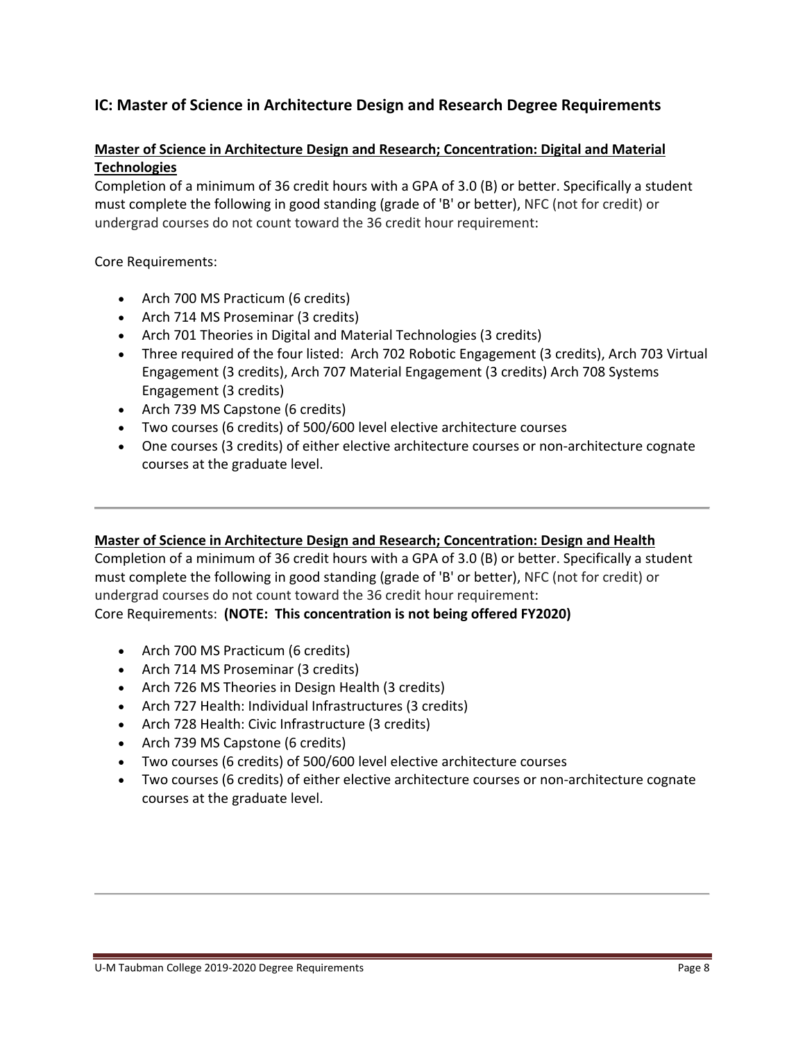## IC: Master of Science in Architecture Design and Research Degree Requirements

**Master of Science in Architecture Design and Research; Concentration: Digital and Material Technologies**

Completion of a minimum of 36 credit hours with a GPA of 3.0 (B) or better. Specifically a student must complete the following in good standing (grade of 'B' or better), NFC (not for credit) or undergrad courses do not count toward the 36 credit hour requirement:

Core Requirements:

- Arch 700 MS Practicum (6 credits)
- Arch 714 MS Proseminar (3 credits)
- Arch 701 Theories in Digital and Material Technologies (3 credits)
- Three required of the four listed: Arch 702 Robotic Engagement (3 credits), Arch 703 Virtual Engagement (3 credits), Arch 707 Material Engagement (3 credits) Arch 708 Systems Engagement (3 credits)
- Arch 739 MS Capstone (6 credits)
- Two courses (6 credits) of 500/600 level elective architecture courses
- One courses (3 credits) of either elective architecture courses or non-architecture cognate courses at the graduate level.

---

**Master of Science in Architecture Design and Research; Concentration: Design and Health**

Completion of a minimum of 36 credit hours with a GPA of 3.0 (B) or better. Specifically a student must complete the following in good standing (grade of 'B' or better), NFC (not for credit) or undergrad courses do not count toward the 36 credit hour requirement:

Core Requirements: **(NOTE: This concentration is not being offered FY2020)**

- Arch 700 MS Practicum (6 credits)
- Arch 714 MS Proseminar (3 credits)
- Arch 726 MS Theories in Design Health (3 credits)
- Arch 727 Health: Individual Infrastructures (3 credits)
- Arch 728 Health: Civic Infrastructure (3 credits)
- Arch 739 MS Capstone (6 credits)
- Two courses (6 credits) of 500/600 level elective architecture courses
- Two courses (6 credits) of either elective architecture courses or non-architecture cognate courses at the graduate level.

---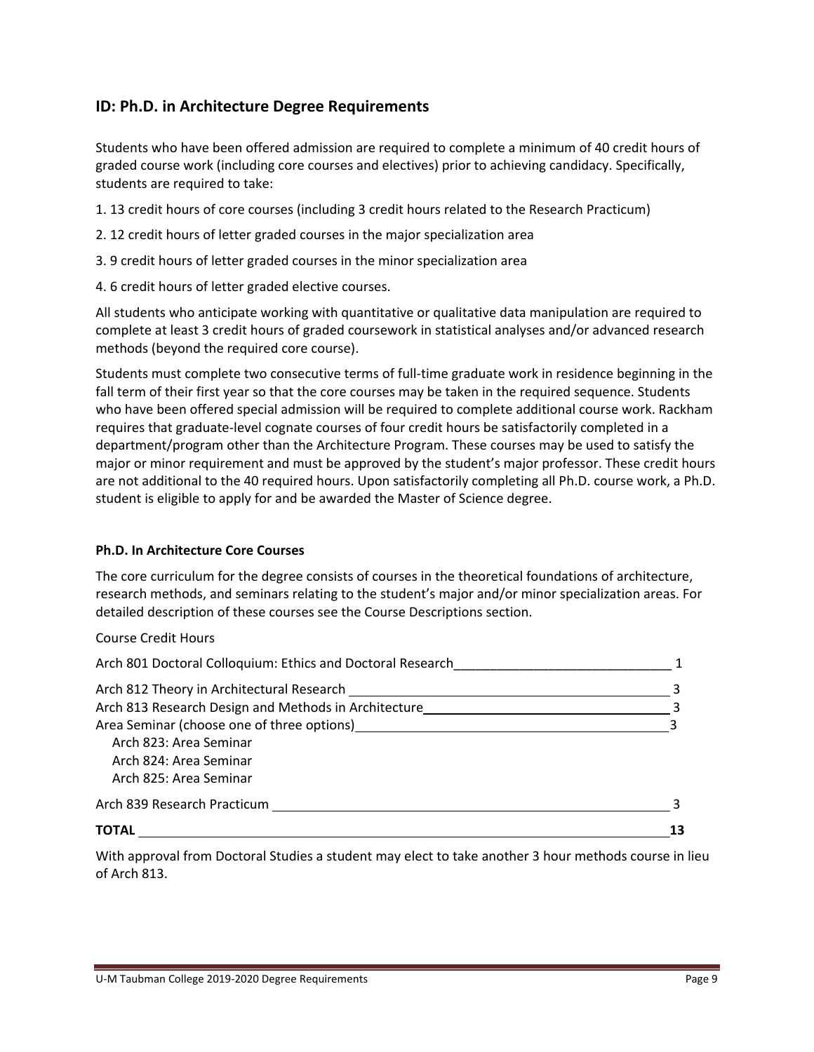## ID: Ph.D. in Architecture Degree Requirements

Students who have been offered admission are required to complete a minimum of 40 credit hours of graded course work (including core courses and electives) prior to achieving candidacy. Specifically, students are required to take:

1. 13 credit hours of core courses (including 3 credit hours related to the Research Practicum)
2. 12 credit hours of letter graded courses in the major specialization area
3. 9 credit hours of letter graded courses in the minor specialization area
4. 6 credit hours of letter graded elective courses.

All students who anticipate working with quantitative or qualitative data manipulation are required to complete at least 3 credit hours of graded coursework in statistical analyses and/or advanced research methods (beyond the required core course).

Students must complete two consecutive terms of full-time graduate work in residence beginning in the fall term of their first year so that the core courses may be taken in the required sequence. Students who have been offered special admission will be required to complete additional course work. Rackham requires that graduate-level cognate courses of four credit hours be satisfactorily completed in a department/program other than the Architecture Program. These courses may be used to satisfy the major or minor requirement and must be approved by the student's major professor. These credit hours are not additional to the 40 required hours. Upon satisfactorily completing all Ph.D. course work, a Ph.D. student is eligible to apply for and be awarded the Master of Science degree.

#### Ph.D. In Architecture Core Courses

The core curriculum for the degree consists of courses in the theoretical foundations of architecture, research methods, and seminars relating to the student's major and/or minor specialization areas. For detailed description of these courses see the Course Descriptions section.

| Course | Credit Hours |
|---|---|
| Arch 801 Doctoral Colloquium: Ethics and Doctoral Research | 1 |
| Arch 812 Theory in Architectural Research | 3 |
| Arch 813 Research Design and Methods in Architecture | 3 |
| Area Seminar (choose one of three options) | 3 |
| Arch 823: Area Seminar | |
| Arch 824: Area Seminar | |
| Arch 825: Area Seminar | |
| Arch 839 Research Practicum | 3 |
| **TOTAL** | **13** |

With approval from Doctoral Studies a student may elect to take another 3 hour methods course in lieu of Arch 813.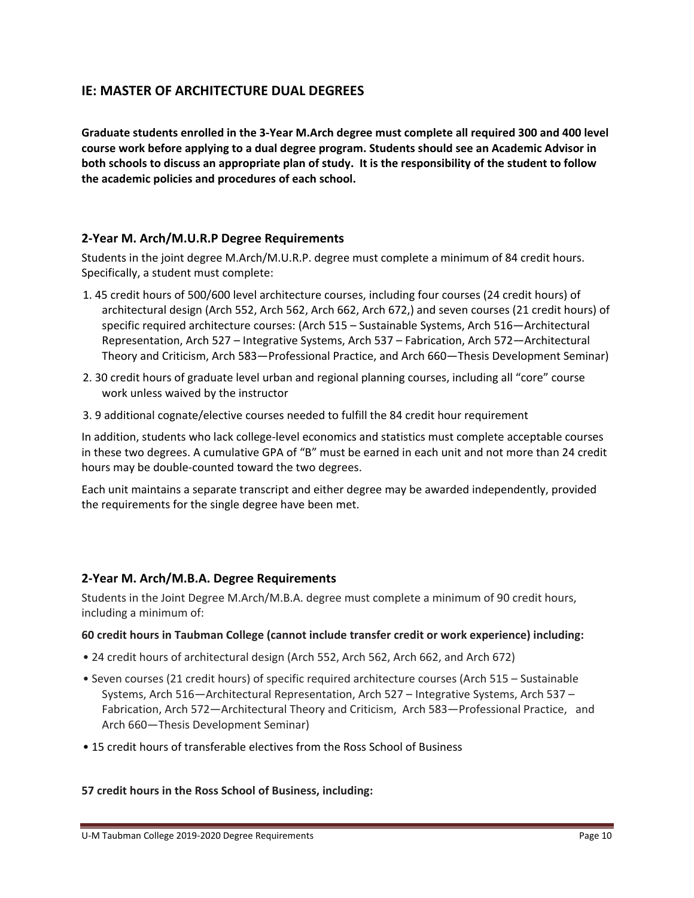## IE: MASTER OF ARCHITECTURE DUAL DEGREES

**Graduate students enrolled in the 3-Year M.Arch degree must complete all required 300 and 400 level course work before applying to a dual degree program. Students should see an Academic Advisor in both schools to discuss an appropriate plan of study. It is the responsibility of the student to follow the academic policies and procedures of each school.**

### 2-Year M. Arch/M.U.R.P Degree Requirements

Students in the joint degree M.Arch/M.U.R.P. degree must complete a minimum of 84 credit hours. Specifically, a student must complete:

1. 45 credit hours of 500/600 level architecture courses, including four courses (24 credit hours) of architectural design (Arch 552, Arch 562, Arch 662, Arch 672,) and seven courses (21 credit hours) of specific required architecture courses: (Arch 515 – Sustainable Systems, Arch 516—Architectural Representation, Arch 527 – Integrative Systems, Arch 537 – Fabrication, Arch 572—Architectural Theory and Criticism, Arch 583—Professional Practice, and Arch 660—Thesis Development Seminar)
2. 30 credit hours of graduate level urban and regional planning courses, including all "core" course work unless waived by the instructor
3. 9 additional cognate/elective courses needed to fulfill the 84 credit hour requirement

In addition, students who lack college-level economics and statistics must complete acceptable courses in these two degrees. A cumulative GPA of "B" must be earned in each unit and not more than 24 credit hours may be double-counted toward the two degrees.

Each unit maintains a separate transcript and either degree may be awarded independently, provided the requirements for the single degree have been met.

### 2-Year M. Arch/M.B.A. Degree Requirements

Students in the Joint Degree M.Arch/M.B.A. degree must complete a minimum of 90 credit hours, including a minimum of:

**60 credit hours in Taubman College (cannot include transfer credit or work experience) including:**

- 24 credit hours of architectural design (Arch 552, Arch 562, Arch 662, and Arch 672)
- Seven courses (21 credit hours) of specific required architecture courses (Arch 515 – Sustainable Systems, Arch 516—Architectural Representation, Arch 527 – Integrative Systems, Arch 537 – Fabrication, Arch 572—Architectural Theory and Criticism, Arch 583—Professional Practice, and Arch 660—Thesis Development Seminar)
- 15 credit hours of transferable electives from the Ross School of Business

**57 credit hours in the Ross School of Business, including:**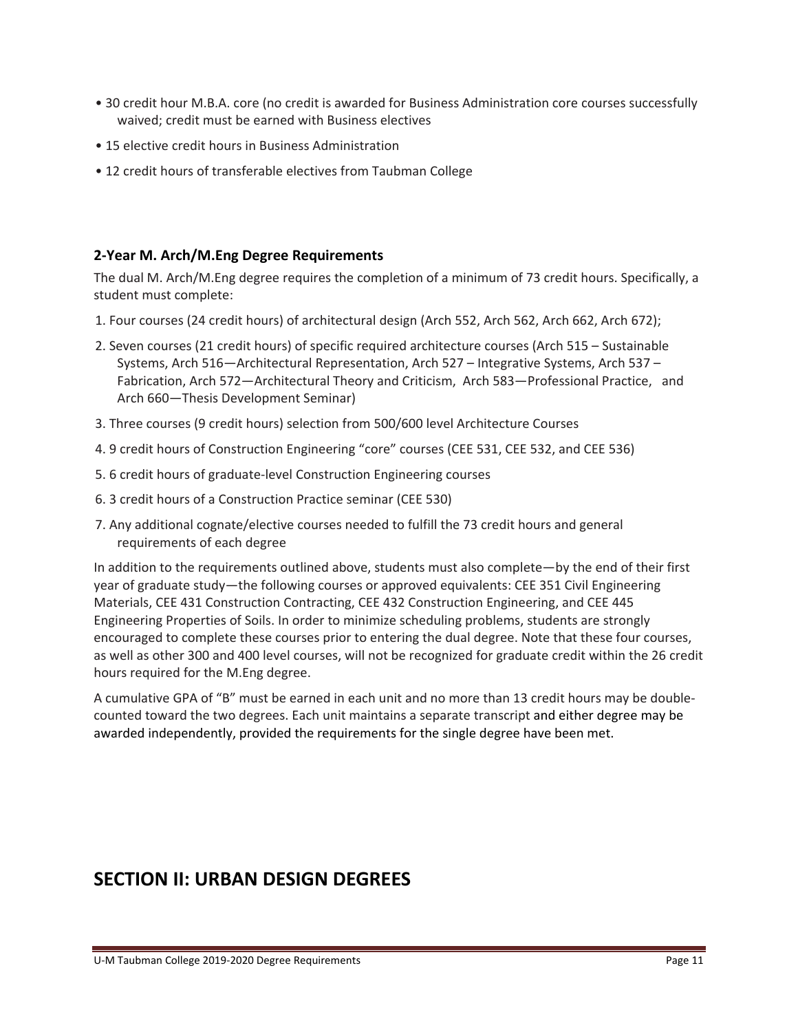- 30 credit hour M.B.A. core (no credit is awarded for Business Administration core courses successfully waived; credit must be earned with Business electives
- 15 elective credit hours in Business Administration
- 12 credit hours of transferable electives from Taubman College

### 2-Year M. Arch/M.Eng Degree Requirements

The dual M. Arch/M.Eng degree requires the completion of a minimum of 73 credit hours. Specifically, a student must complete:

1. Four courses (24 credit hours) of architectural design (Arch 552, Arch 562, Arch 662, Arch 672);
2. Seven courses (21 credit hours) of specific required architecture courses (Arch 515 – Sustainable Systems, Arch 516—Architectural Representation, Arch 527 – Integrative Systems, Arch 537 – Fabrication, Arch 572—Architectural Theory and Criticism, Arch 583—Professional Practice, and Arch 660—Thesis Development Seminar)
3. Three courses (9 credit hours) selection from 500/600 level Architecture Courses
4. 9 credit hours of Construction Engineering "core" courses (CEE 531, CEE 532, and CEE 536)
5. 6 credit hours of graduate-level Construction Engineering courses
6. 3 credit hours of a Construction Practice seminar (CEE 530)
7. Any additional cognate/elective courses needed to fulfill the 73 credit hours and general requirements of each degree

In addition to the requirements outlined above, students must also complete—by the end of their first year of graduate study—the following courses or approved equivalents: CEE 351 Civil Engineering Materials, CEE 431 Construction Contracting, CEE 432 Construction Engineering, and CEE 445 Engineering Properties of Soils. In order to minimize scheduling problems, students are strongly encouraged to complete these courses prior to entering the dual degree. Note that these four courses, as well as other 300 and 400 level courses, will not be recognized for graduate credit within the 26 credit hours required for the M.Eng degree.

A cumulative GPA of "B" must be earned in each unit and no more than 13 credit hours may be double-counted toward the two degrees. Each unit maintains a separate transcript and either degree may be awarded independently, provided the requirements for the single degree have been met.

# SECTION II: URBAN DESIGN DEGREES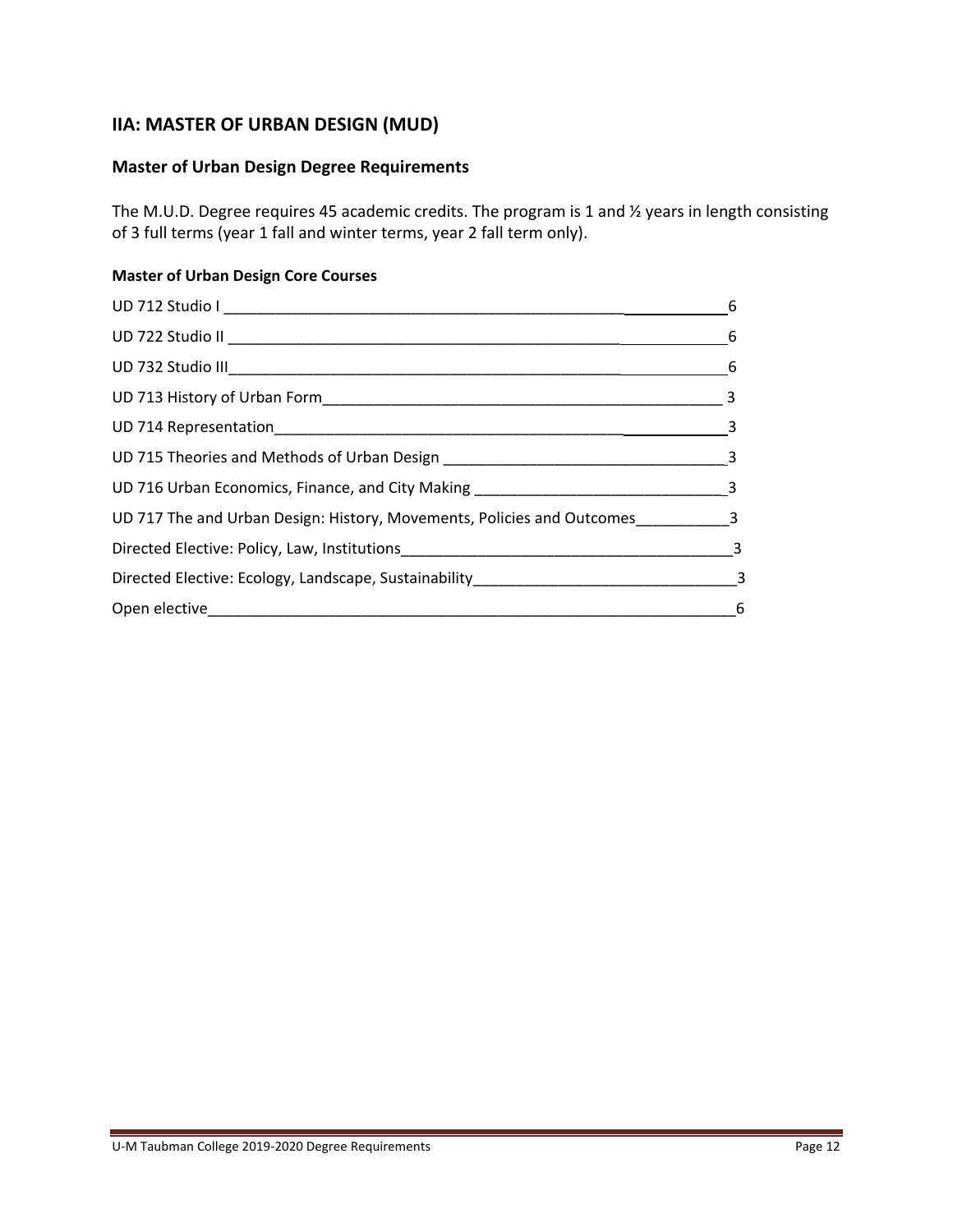## IIA: MASTER OF URBAN DESIGN (MUD)

### Master of Urban Design Degree Requirements

The M.U.D. Degree requires 45 academic credits. The program is 1 and ½ years in length consisting of 3 full terms (year 1 fall and winter terms, year 2 fall term only).

#### Master of Urban Design Core Courses

| Course | Credits |
|---|---|
| UD 712 Studio I | 6 |
| UD 722 Studio II | 6 |
| UD 732 Studio III | 6 |
| UD 713 History of Urban Form | 3 |
| UD 714 Representation | 3 |
| UD 715 Theories and Methods of Urban Design | 3 |
| UD 716 Urban Economics, Finance, and City Making | 3 |
| UD 717 The and Urban Design: History, Movements, Policies and Outcomes | 3 |
| Directed Elective: Policy, Law, Institutions | 3 |
| Directed Elective: Ecology, Landscape, Sustainability | 3 |
| Open elective | 6 |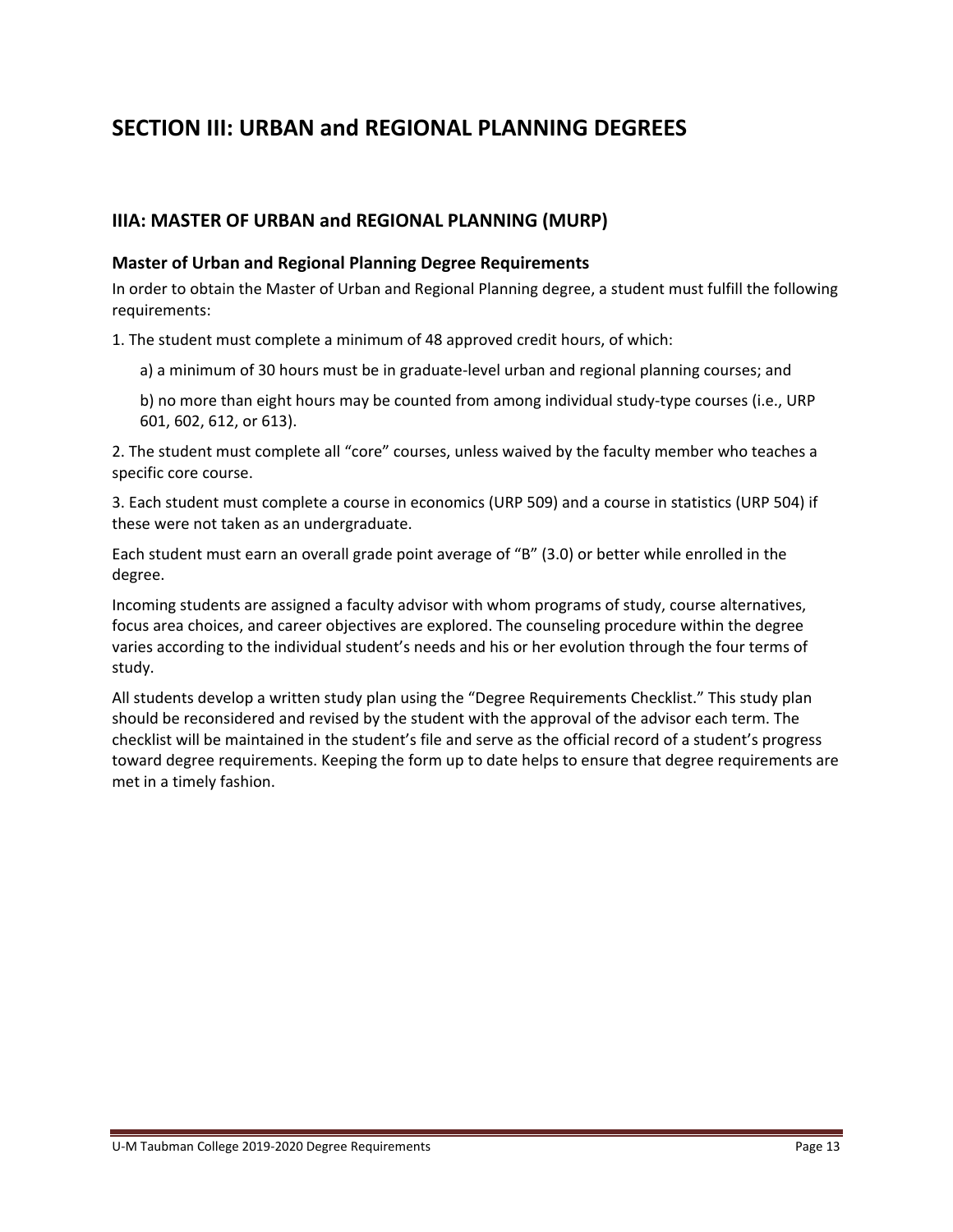# SECTION III: URBAN and REGIONAL PLANNING DEGREES

## IIIA: MASTER OF URBAN and REGIONAL PLANNING (MURP)

### Master of Urban and Regional Planning Degree Requirements

In order to obtain the Master of Urban and Regional Planning degree, a student must fulfill the following requirements:

1. The student must complete a minimum of 48 approved credit hours, of which:

    a) a minimum of 30 hours must be in graduate-level urban and regional planning courses; and

    b) no more than eight hours may be counted from among individual study-type courses (i.e., URP 601, 602, 612, or 613).

2. The student must complete all "core" courses, unless waived by the faculty member who teaches a specific core course.

3. Each student must complete a course in economics (URP 509) and a course in statistics (URP 504) if these were not taken as an undergraduate.

Each student must earn an overall grade point average of "B" (3.0) or better while enrolled in the degree.

Incoming students are assigned a faculty advisor with whom programs of study, course alternatives, focus area choices, and career objectives are explored. The counseling procedure within the degree varies according to the individual student's needs and his or her evolution through the four terms of study.

All students develop a written study plan using the "Degree Requirements Checklist." This study plan should be reconsidered and revised by the student with the approval of the advisor each term. The checklist will be maintained in the student's file and serve as the official record of a student's progress toward degree requirements. Keeping the form up to date helps to ensure that degree requirements are met in a timely fashion.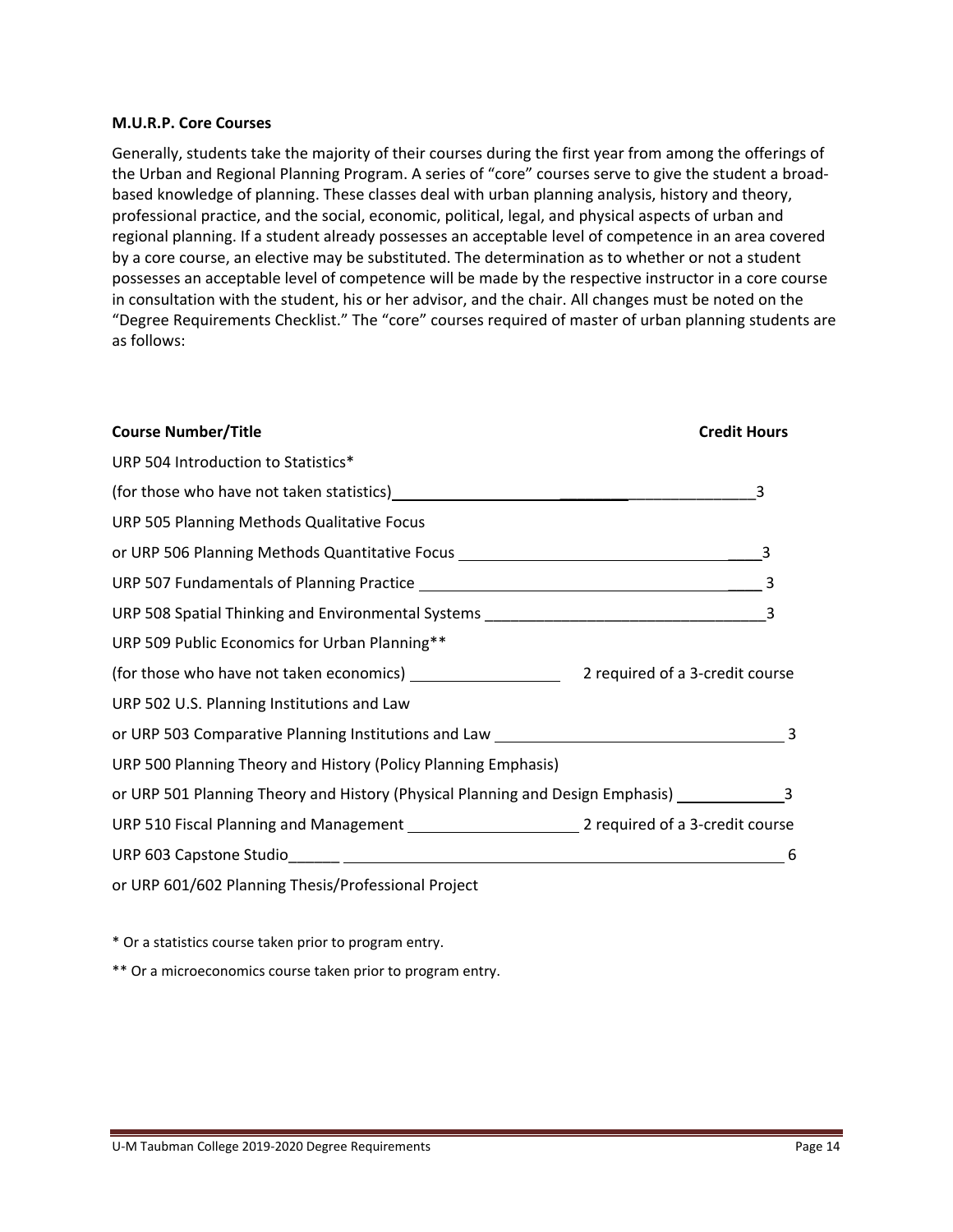**M.U.R.P. Core Courses**

Generally, students take the majority of their courses during the first year from among the offerings of the Urban and Regional Planning Program. A series of "core" courses serve to give the student a broad-based knowledge of planning. These classes deal with urban planning analysis, history and theory, professional practice, and the social, economic, political, legal, and physical aspects of urban and regional planning. If a student already possesses an acceptable level of competence in an area covered by a core course, an elective may be substituted. The determination as to whether or not a student possesses an acceptable level of competence will be made by the respective instructor in a core course in consultation with the student, his or her advisor, and the chair. All changes must be noted on the "Degree Requirements Checklist." The "core" courses required of master of urban planning students are as follows:

| Course Number/Title | Credit Hours |
|---|---|
| URP 504 Introduction to Statistics* (for those who have not taken statistics) | 3 |
| URP 505 Planning Methods Qualitative Focus or URP 506 Planning Methods Quantitative Focus | 3 |
| URP 507 Fundamentals of Planning Practice | 3 |
| URP 508 Spatial Thinking and Environmental Systems | 3 |
| URP 509 Public Economics for Urban Planning** (for those who have not taken economics) | 2 required of a 3-credit course |
| URP 502 U.S. Planning Institutions and Law or URP 503 Comparative Planning Institutions and Law | 3 |
| URP 500 Planning Theory and History (Policy Planning Emphasis) or URP 501 Planning Theory and History (Physical Planning and Design Emphasis) | 3 |
| URP 510 Fiscal Planning and Management | 2 required of a 3-credit course |
| URP 603 Capstone Studio or URP 601/602 Planning Thesis/Professional Project | 6 |

* Or a statistics course taken prior to program entry.

** Or a microeconomics course taken prior to program entry.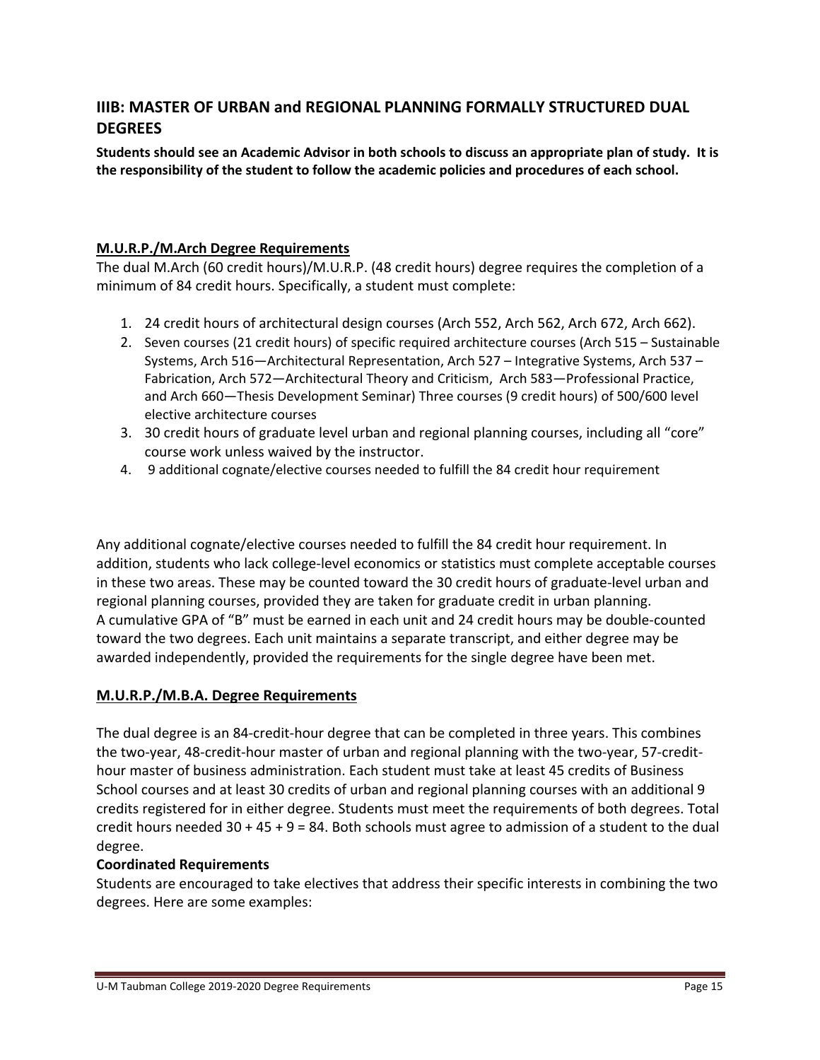## IIIB: MASTER OF URBAN and REGIONAL PLANNING FORMALLY STRUCTURED DUAL DEGREES

**Students should see an Academic Advisor in both schools to discuss an appropriate plan of study. It is the responsibility of the student to follow the academic policies and procedures of each school.**

### **M.U.R.P./M.Arch Degree Requirements**

The dual M.Arch (60 credit hours)/M.U.R.P. (48 credit hours) degree requires the completion of a minimum of 84 credit hours. Specifically, a student must complete:

1. 24 credit hours of architectural design courses (Arch 552, Arch 562, Arch 672, Arch 662).
2. Seven courses (21 credit hours) of specific required architecture courses (Arch 515 – Sustainable Systems, Arch 516—Architectural Representation, Arch 527 – Integrative Systems, Arch 537 – Fabrication, Arch 572—Architectural Theory and Criticism, Arch 583—Professional Practice, and Arch 660—Thesis Development Seminar) Three courses (9 credit hours) of 500/600 level elective architecture courses
3. 30 credit hours of graduate level urban and regional planning courses, including all "core" course work unless waived by the instructor.
4. 9 additional cognate/elective courses needed to fulfill the 84 credit hour requirement

Any additional cognate/elective courses needed to fulfill the 84 credit hour requirement. In addition, students who lack college-level economics or statistics must complete acceptable courses in these two areas. These may be counted toward the 30 credit hours of graduate-level urban and regional planning courses, provided they are taken for graduate credit in urban planning.
A cumulative GPA of "B" must be earned in each unit and 24 credit hours may be double-counted toward the two degrees. Each unit maintains a separate transcript, and either degree may be awarded independently, provided the requirements for the single degree have been met.

### **M.U.R.P./M.B.A. Degree Requirements**

The dual degree is an 84-credit-hour degree that can be completed in three years. This combines the two-year, 48-credit-hour master of urban and regional planning with the two-year, 57-credit-hour master of business administration. Each student must take at least 45 credits of Business School courses and at least 30 credits of urban and regional planning courses with an additional 9 credits registered for in either degree. Students must meet the requirements of both degrees. Total credit hours needed 30 + 45 + 9 = 84. Both schools must agree to admission of a student to the dual degree.

**Coordinated Requirements**

Students are encouraged to take electives that address their specific interests in combining the two degrees. Here are some examples: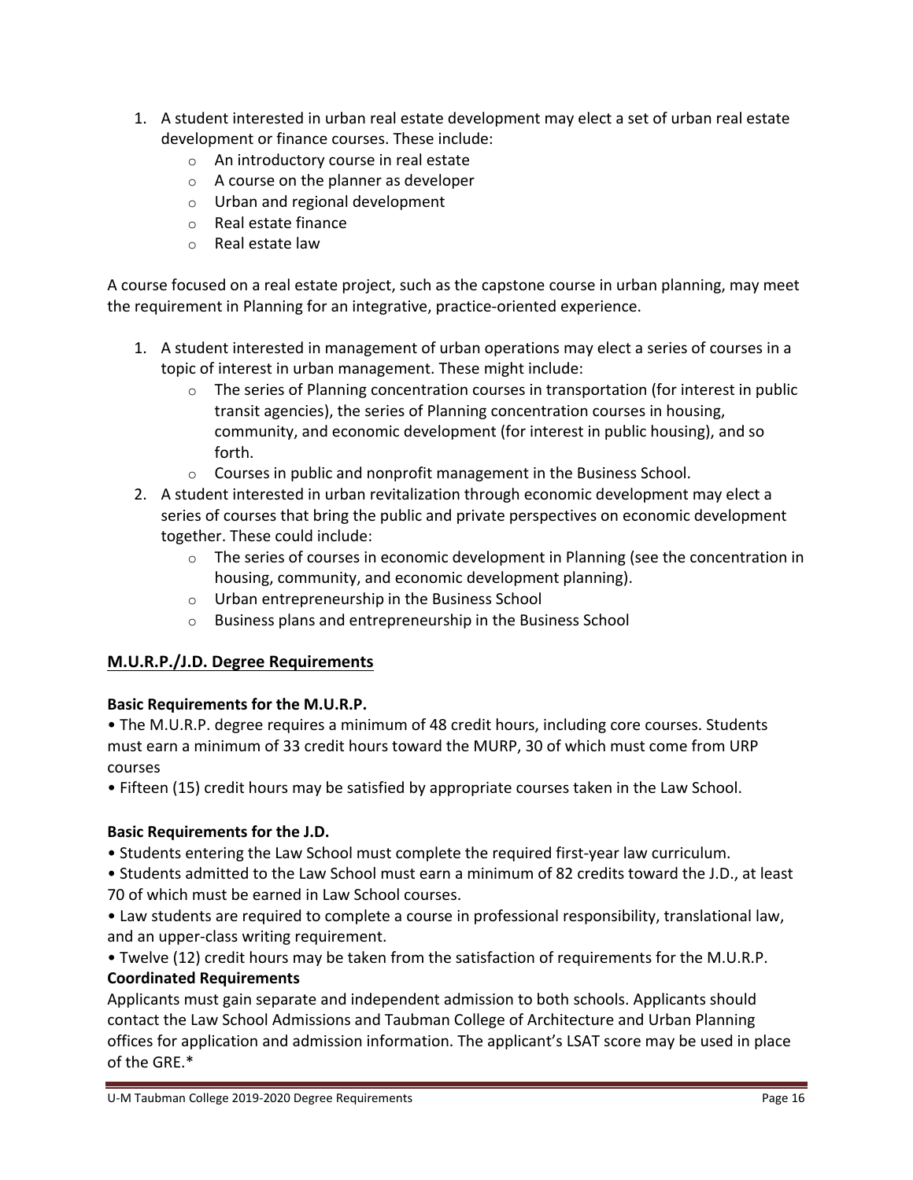1. A student interested in urban real estate development may elect a set of urban real estate development or finance courses. These include:
   - An introductory course in real estate
   - A course on the planner as developer
   - Urban and regional development
   - Real estate finance
   - Real estate law

A course focused on a real estate project, such as the capstone course in urban planning, may meet the requirement in Planning for an integrative, practice-oriented experience.

1. A student interested in management of urban operations may elect a series of courses in a topic of interest in urban management. These might include:
   - The series of Planning concentration courses in transportation (for interest in public transit agencies), the series of Planning concentration courses in housing, community, and economic development (for interest in public housing), and so forth.
   - Courses in public and nonprofit management in the Business School.
2. A student interested in urban revitalization through economic development may elect a series of courses that bring the public and private perspectives on economic development together. These could include:
   - The series of courses in economic development in Planning (see the concentration in housing, community, and economic development planning).
   - Urban entrepreneurship in the Business School
   - Business plans and entrepreneurship in the Business School

## M.U.R.P./J.D. Degree Requirements

**Basic Requirements for the M.U.R.P.**

- The M.U.R.P. degree requires a minimum of 48 credit hours, including core courses. Students must earn a minimum of 33 credit hours toward the MURP, 30 of which must come from URP courses
- Fifteen (15) credit hours may be satisfied by appropriate courses taken in the Law School.

**Basic Requirements for the J.D.**

- Students entering the Law School must complete the required first-year law curriculum.
- Students admitted to the Law School must earn a minimum of 82 credits toward the J.D., at least 70 of which must be earned in Law School courses.
- Law students are required to complete a course in professional responsibility, translational law, and an upper-class writing requirement.
- Twelve (12) credit hours may be taken from the satisfaction of requirements for the M.U.R.P.

**Coordinated Requirements**

Applicants must gain separate and independent admission to both schools. Applicants should contact the Law School Admissions and Taubman College of Architecture and Urban Planning offices for application and admission information. The applicant's LSAT score may be used in place of the GRE.*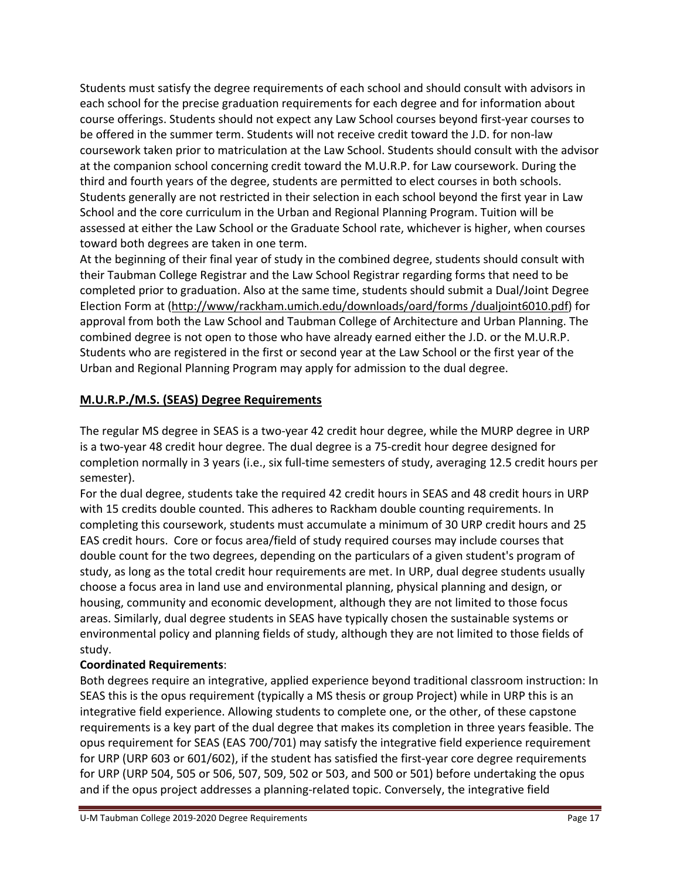Students must satisfy the degree requirements of each school and should consult with advisors in each school for the precise graduation requirements for each degree and for information about course offerings. Students should not expect any Law School courses beyond first-year courses to be offered in the summer term. Students will not receive credit toward the J.D. for non-law coursework taken prior to matriculation at the Law School. Students should consult with the advisor at the companion school concerning credit toward the M.U.R.P. for Law coursework. During the third and fourth years of the degree, students are permitted to elect courses in both schools. Students generally are not restricted in their selection in each school beyond the first year in Law School and the core curriculum in the Urban and Regional Planning Program. Tuition will be assessed at either the Law School or the Graduate School rate, whichever is higher, when courses toward both degrees are taken in one term.

At the beginning of their final year of study in the combined degree, students should consult with their Taubman College Registrar and the Law School Registrar regarding forms that need to be completed prior to graduation. Also at the same time, students should submit a Dual/Joint Degree Election Form at (http://www/rackham.umich.edu/downloads/oard/forms /dualjoint6010.pdf) for approval from both the Law School and Taubman College of Architecture and Urban Planning. The combined degree is not open to those who have already earned either the J.D. or the M.U.R.P. Students who are registered in the first or second year at the Law School or the first year of the Urban and Regional Planning Program may apply for admission to the dual degree.

## M.U.R.P./M.S. (SEAS) Degree Requirements

The regular MS degree in SEAS is a two-year 42 credit hour degree, while the MURP degree in URP is a two-year 48 credit hour degree. The dual degree is a 75-credit hour degree designed for completion normally in 3 years (i.e., six full-time semesters of study, averaging 12.5 credit hours per semester).

For the dual degree, students take the required 42 credit hours in SEAS and 48 credit hours in URP with 15 credits double counted. This adheres to Rackham double counting requirements. In completing this coursework, students must accumulate a minimum of 30 URP credit hours and 25 EAS credit hours. Core or focus area/field of study required courses may include courses that double count for the two degrees, depending on the particulars of a given student's program of study, as long as the total credit hour requirements are met. In URP, dual degree students usually choose a focus area in land use and environmental planning, physical planning and design, or housing, community and economic development, although they are not limited to those focus areas. Similarly, dual degree students in SEAS have typically chosen the sustainable systems or environmental policy and planning fields of study, although they are not limited to those fields of study.

**Coordinated Requirements**:

Both degrees require an integrative, applied experience beyond traditional classroom instruction: In SEAS this is the opus requirement (typically a MS thesis or group Project) while in URP this is an integrative field experience. Allowing students to complete one, or the other, of these capstone requirements is a key part of the dual degree that makes its completion in three years feasible. The opus requirement for SEAS (EAS 700/701) may satisfy the integrative field experience requirement for URP (URP 603 or 601/602), if the student has satisfied the first-year core degree requirements for URP (URP 504, 505 or 506, 507, 509, 502 or 503, and 500 or 501) before undertaking the opus and if the opus project addresses a planning-related topic. Conversely, the integrative field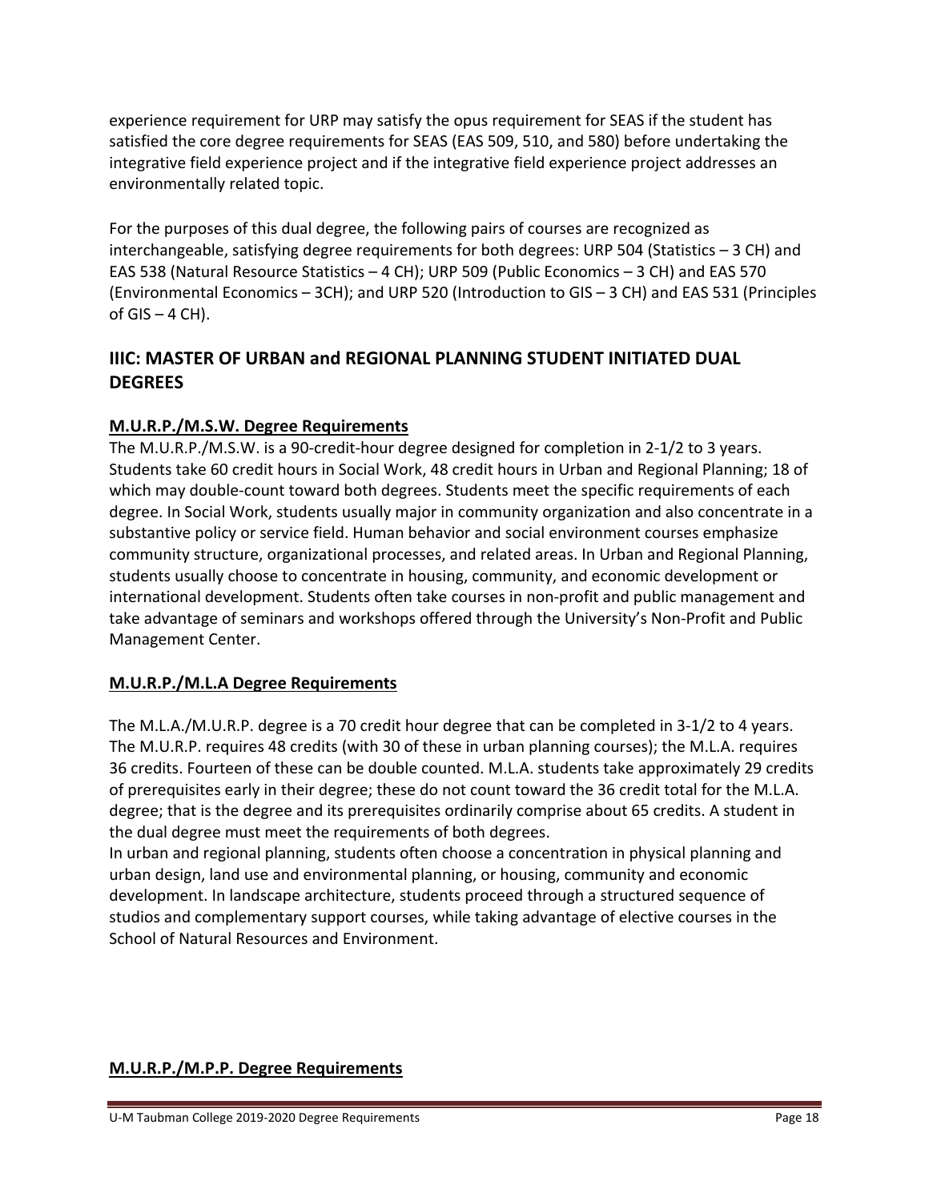experience requirement for URP may satisfy the opus requirement for SEAS if the student has satisfied the core degree requirements for SEAS (EAS 509, 510, and 580) before undertaking the integrative field experience project and if the integrative field experience project addresses an environmentally related topic.

For the purposes of this dual degree, the following pairs of courses are recognized as interchangeable, satisfying degree requirements for both degrees: URP 504 (Statistics – 3 CH) and EAS 538 (Natural Resource Statistics – 4 CH); URP 509 (Public Economics – 3 CH) and EAS 570 (Environmental Economics – 3CH); and URP 520 (Introduction to GIS – 3 CH) and EAS 531 (Principles of GIS – 4 CH).

## IIIC: MASTER OF URBAN and REGIONAL PLANNING STUDENT INITIATED DUAL DEGREES

### M.U.R.P./M.S.W. Degree Requirements

The M.U.R.P./M.S.W. is a 90-credit-hour degree designed for completion in 2-1/2 to 3 years. Students take 60 credit hours in Social Work, 48 credit hours in Urban and Regional Planning; 18 of which may double-count toward both degrees. Students meet the specific requirements of each degree. In Social Work, students usually major in community organization and also concentrate in a substantive policy or service field. Human behavior and social environment courses emphasize community structure, organizational processes, and related areas. In Urban and Regional Planning, students usually choose to concentrate in housing, community, and economic development or international development. Students often take courses in non-profit and public management and take advantage of seminars and workshops offered through the University's Non-Profit and Public Management Center.

### M.U.R.P./M.L.A Degree Requirements

The M.L.A./M.U.R.P. degree is a 70 credit hour degree that can be completed in 3-1/2 to 4 years. The M.U.R.P. requires 48 credits (with 30 of these in urban planning courses); the M.L.A. requires 36 credits. Fourteen of these can be double counted. M.L.A. students take approximately 29 credits of prerequisites early in their degree; these do not count toward the 36 credit total for the M.L.A. degree; that is the degree and its prerequisites ordinarily comprise about 65 credits. A student in the dual degree must meet the requirements of both degrees.

In urban and regional planning, students often choose a concentration in physical planning and urban design, land use and environmental planning, or housing, community and economic development. In landscape architecture, students proceed through a structured sequence of studios and complementary support courses, while taking advantage of elective courses in the School of Natural Resources and Environment.

### M.U.R.P./M.P.P. Degree Requirements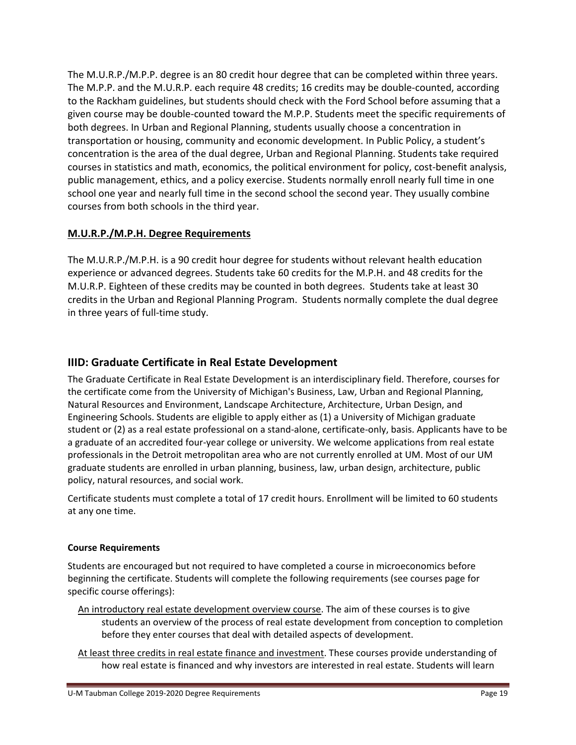The M.U.R.P./M.P.P. degree is an 80 credit hour degree that can be completed within three years. The M.P.P. and the M.U.R.P. each require 48 credits; 16 credits may be double-counted, according to the Rackham guidelines, but students should check with the Ford School before assuming that a given course may be double-counted toward the M.P.P. Students meet the specific requirements of both degrees. In Urban and Regional Planning, students usually choose a concentration in transportation or housing, community and economic development. In Public Policy, a student's concentration is the area of the dual degree, Urban and Regional Planning. Students take required courses in statistics and math, economics, the political environment for policy, cost-benefit analysis, public management, ethics, and a policy exercise. Students normally enroll nearly full time in one school one year and nearly full time in the second school the second year. They usually combine courses from both schools in the third year.

### M.U.R.P./M.P.H. Degree Requirements

The M.U.R.P./M.P.H. is a 90 credit hour degree for students without relevant health education experience or advanced degrees. Students take 60 credits for the M.P.H. and 48 credits for the M.U.R.P. Eighteen of these credits may be counted in both degrees. Students take at least 30 credits in the Urban and Regional Planning Program. Students normally complete the dual degree in three years of full-time study.

## IIID: Graduate Certificate in Real Estate Development

The Graduate Certificate in Real Estate Development is an interdisciplinary field. Therefore, courses for the certificate come from the University of Michigan's Business, Law, Urban and Regional Planning, Natural Resources and Environment, Landscape Architecture, Architecture, Urban Design, and Engineering Schools. Students are eligible to apply either as (1) a University of Michigan graduate student or (2) as a real estate professional on a stand-alone, certificate-only, basis. Applicants have to be a graduate of an accredited four-year college or university. We welcome applications from real estate professionals in the Detroit metropolitan area who are not currently enrolled at UM. Most of our UM graduate students are enrolled in urban planning, business, law, urban design, architecture, public policy, natural resources, and social work.

Certificate students must complete a total of 17 credit hours. Enrollment will be limited to 60 students at any one time.

#### Course Requirements

Students are encouraged but not required to have completed a course in microeconomics before beginning the certificate. Students will complete the following requirements (see courses page for specific course offerings):

An introductory real estate development overview course. The aim of these courses is to give students an overview of the process of real estate development from conception to completion before they enter courses that deal with detailed aspects of development.

At least three credits in real estate finance and investment. These courses provide understanding of how real estate is financed and why investors are interested in real estate. Students will learn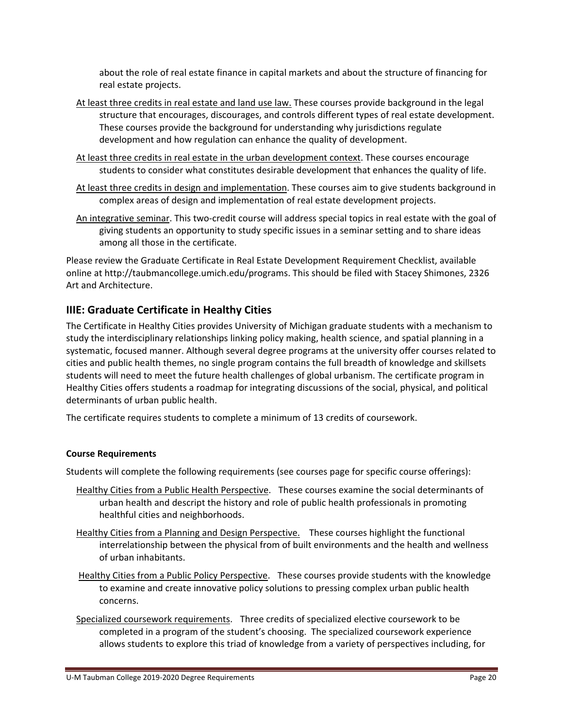about the role of real estate finance in capital markets and about the structure of financing for real estate projects.

At least three credits in real estate and land use law. These courses provide background in the legal structure that encourages, discourages, and controls different types of real estate development. These courses provide the background for understanding why jurisdictions regulate development and how regulation can enhance the quality of development.

At least three credits in real estate in the urban development context. These courses encourage students to consider what constitutes desirable development that enhances the quality of life.

At least three credits in design and implementation. These courses aim to give students background in complex areas of design and implementation of real estate development projects.

An integrative seminar. This two-credit course will address special topics in real estate with the goal of giving students an opportunity to study specific issues in a seminar setting and to share ideas among all those in the certificate.

Please review the Graduate Certificate in Real Estate Development Requirement Checklist, available online at http://taubmancollege.umich.edu/programs. This should be filed with Stacey Shimones, 2326 Art and Architecture.

## IIIE: Graduate Certificate in Healthy Cities

The Certificate in Healthy Cities provides University of Michigan graduate students with a mechanism to study the interdisciplinary relationships linking policy making, health science, and spatial planning in a systematic, focused manner. Although several degree programs at the university offer courses related to cities and public health themes, no single program contains the full breadth of knowledge and skillsets students will need to meet the future health challenges of global urbanism. The certificate program in Healthy Cities offers students a roadmap for integrating discussions of the social, physical, and political determinants of urban public health.

The certificate requires students to complete a minimum of 13 credits of coursework.

**Course Requirements**

Students will complete the following requirements (see courses page for specific course offerings):

Healthy Cities from a Public Health Perspective. These courses examine the social determinants of urban health and descript the history and role of public health professionals in promoting healthful cities and neighborhoods.

Healthy Cities from a Planning and Design Perspective. These courses highlight the functional interrelationship between the physical from of built environments and the health and wellness of urban inhabitants.

Healthy Cities from a Public Policy Perspective. These courses provide students with the knowledge to examine and create innovative policy solutions to pressing complex urban public health concerns.

Specialized coursework requirements. Three credits of specialized elective coursework to be completed in a program of the student's choosing. The specialized coursework experience allows students to explore this triad of knowledge from a variety of perspectives including, for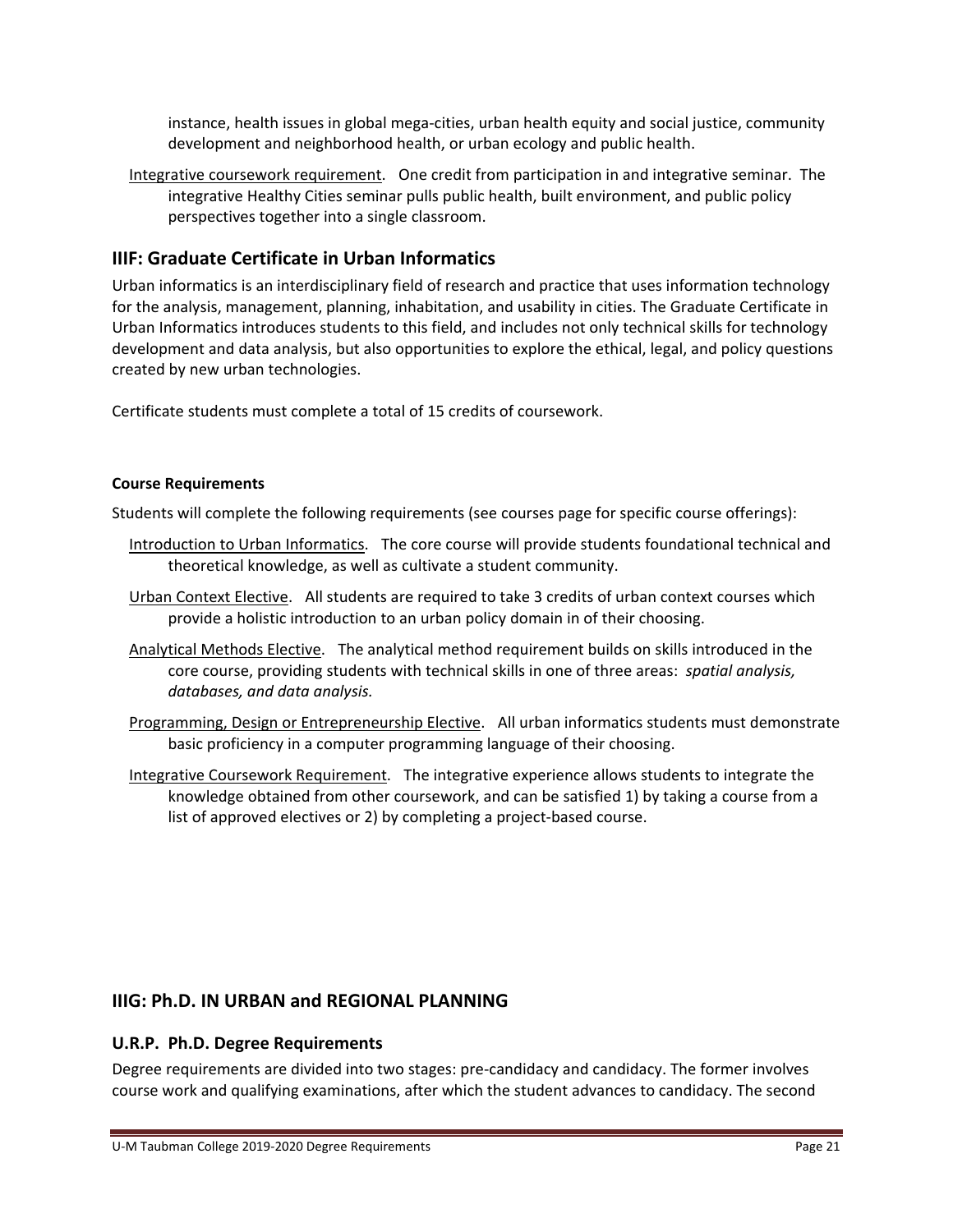instance, health issues in global mega-cities, urban health equity and social justice, community development and neighborhood health, or urban ecology and public health.

Integrative coursework requirement. One credit from participation in and integrative seminar. The integrative Healthy Cities seminar pulls public health, built environment, and public policy perspectives together into a single classroom.

## IIIF: Graduate Certificate in Urban Informatics

Urban informatics is an interdisciplinary field of research and practice that uses information technology for the analysis, management, planning, inhabitation, and usability in cities. The Graduate Certificate in Urban Informatics introduces students to this field, and includes not only technical skills for technology development and data analysis, but also opportunities to explore the ethical, legal, and policy questions created by new urban technologies.

Certificate students must complete a total of 15 credits of coursework.

#### Course Requirements

Students will complete the following requirements (see courses page for specific course offerings):

Introduction to Urban Informatics. The core course will provide students foundational technical and theoretical knowledge, as well as cultivate a student community.

Urban Context Elective. All students are required to take 3 credits of urban context courses which provide a holistic introduction to an urban policy domain in of their choosing.

Analytical Methods Elective. The analytical method requirement builds on skills introduced in the core course, providing students with technical skills in one of three areas: *spatial analysis, databases, and data analysis.*

Programming, Design or Entrepreneurship Elective. All urban informatics students must demonstrate basic proficiency in a computer programming language of their choosing.

Integrative Coursework Requirement. The integrative experience allows students to integrate the knowledge obtained from other coursework, and can be satisfied 1) by taking a course from a list of approved electives or 2) by completing a project-based course.

## IIIG: Ph.D. IN URBAN and REGIONAL PLANNING

### U.R.P. Ph.D. Degree Requirements

Degree requirements are divided into two stages: pre-candidacy and candidacy. The former involves course work and qualifying examinations, after which the student advances to candidacy. The second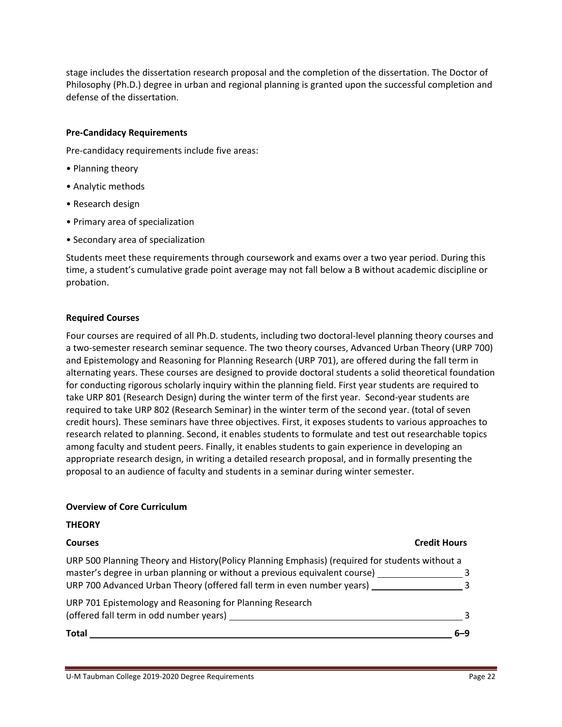stage includes the dissertation research proposal and the completion of the dissertation. The Doctor of Philosophy (Ph.D.) degree in urban and regional planning is granted upon the successful completion and defense of the dissertation.

**Pre-Candidacy Requirements**

Pre-candidacy requirements include five areas:

- Planning theory
- Analytic methods
- Research design
- Primary area of specialization
- Secondary area of specialization

Students meet these requirements through coursework and exams over a two year period. During this time, a student's cumulative grade point average may not fall below a B without academic discipline or probation.

**Required Courses**

Four courses are required of all Ph.D. students, including two doctoral-level planning theory courses and a two-semester research seminar sequence. The two theory courses, Advanced Urban Theory (URP 700) and Epistemology and Reasoning for Planning Research (URP 701), are offered during the fall term in alternating years. These courses are designed to provide doctoral students a solid theoretical foundation for conducting rigorous scholarly inquiry within the planning field. First year students are required to take URP 801 (Research Design) during the winter term of the first year. Second-year students are required to take URP 802 (Research Seminar) in the winter term of the second year. (total of seven credit hours). These seminars have three objectives. First, it exposes students to various approaches to research related to planning. Second, it enables students to formulate and test out researchable topics among faculty and student peers. Finally, it enables students to gain experience in developing an appropriate research design, in writing a detailed research proposal, and in formally presenting the proposal to an audience of faculty and students in a seminar during winter semester.

**Overview of Core Curriculum**

**THEORY**

| Courses | Credit Hours |
|---|---|
| URP 500 Planning Theory and History(Policy Planning Emphasis) (required for students without a master's degree in urban planning or without a previous equivalent course) | 3 |
| URP 700 Advanced Urban Theory (offered fall term in even number years) | 3 |
| URP 701 Epistemology and Reasoning for Planning Research (offered fall term in odd number years) | 3 |
| **Total** | **6–9** |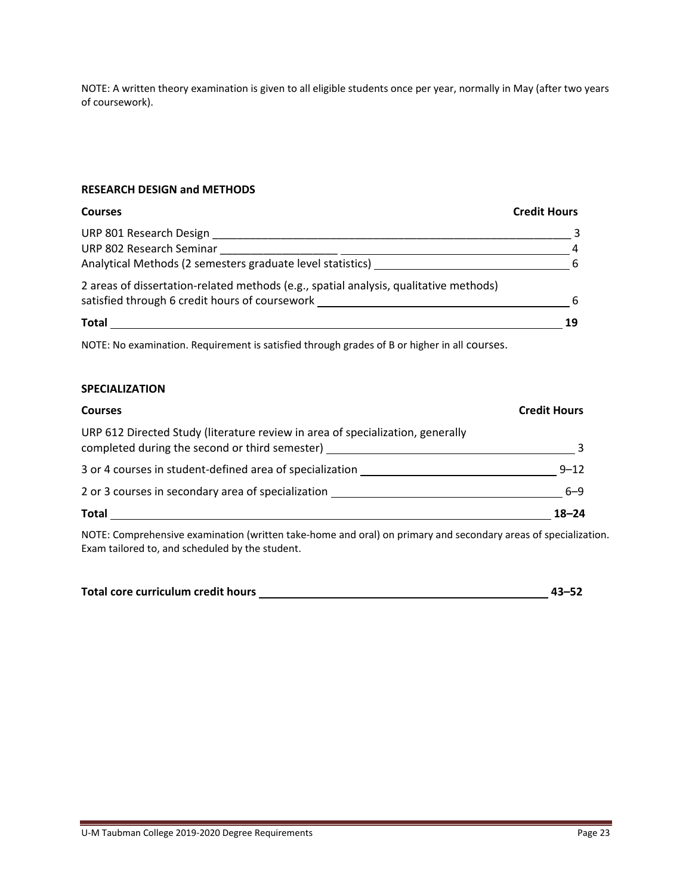NOTE: A written theory examination is given to all eligible students once per year, normally in May (after two years of coursework).

### RESEARCH DESIGN and METHODS

| Courses | Credit Hours |
|---|---|
| URP 801 Research Design | 3 |
| URP 802 Research Seminar | 4 |
| Analytical Methods (2 semesters graduate level statistics) | 6 |
| 2 areas of dissertation-related methods (e.g., spatial analysis, qualitative methods) satisfied through 6 credit hours of coursework | 6 |
| **Total** | **19** |

NOTE: No examination. Requirement is satisfied through grades of B or higher in all courses.

### SPECIALIZATION

| Courses | Credit Hours |
|---|---|
| URP 612 Directed Study (literature review in area of specialization, generally completed during the second or third semester) | 3 |
| 3 or 4 courses in student-defined area of specialization | 9–12 |
| 2 or 3 courses in secondary area of specialization | 6–9 |
| **Total** | **18–24** |

NOTE: Comprehensive examination (written take-home and oral) on primary and secondary areas of specialization. Exam tailored to, and scheduled by the student.

**Total core curriculum credit hours** **43–52**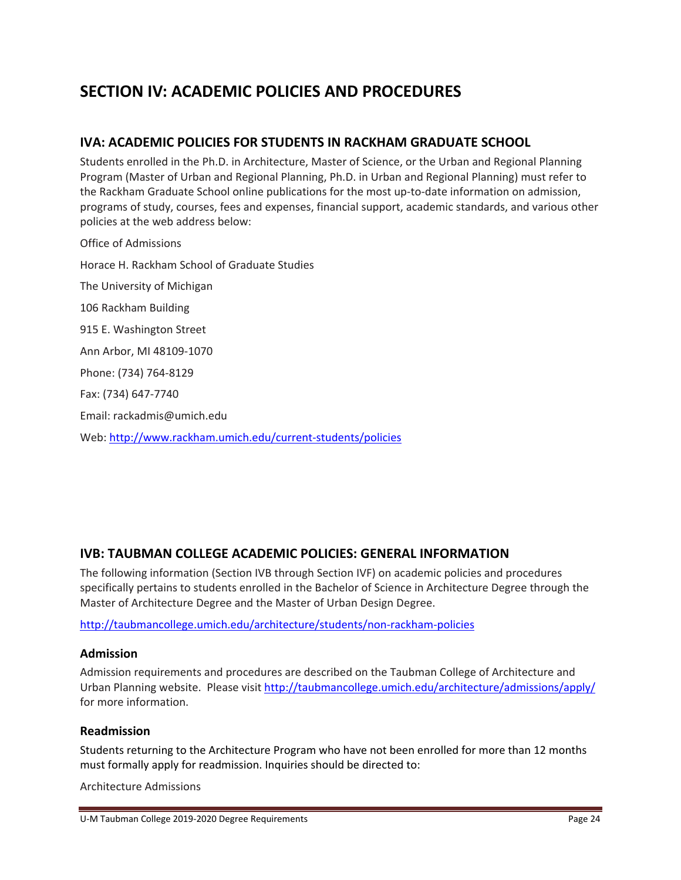# SECTION IV: ACADEMIC POLICIES AND PROCEDURES

## IVA: ACADEMIC POLICIES FOR STUDENTS IN RACKHAM GRADUATE SCHOOL

Students enrolled in the Ph.D. in Architecture, Master of Science, or the Urban and Regional Planning Program (Master of Urban and Regional Planning, Ph.D. in Urban and Regional Planning) must refer to the Rackham Graduate School online publications for the most up-to-date information on admission, programs of study, courses, fees and expenses, financial support, academic standards, and various other policies at the web address below:

Office of Admissions

Horace H. Rackham School of Graduate Studies

The University of Michigan

106 Rackham Building

915 E. Washington Street

Ann Arbor, MI 48109-1070

Phone: (734) 764-8129

Fax: (734) 647-7740

Email: rackadmis@umich.edu

Web: http://www.rackham.umich.edu/current-students/policies

## IVB: TAUBMAN COLLEGE ACADEMIC POLICIES: GENERAL INFORMATION

The following information (Section IVB through Section IVF) on academic policies and procedures specifically pertains to students enrolled in the Bachelor of Science in Architecture Degree through the Master of Architecture Degree and the Master of Urban Design Degree.

http://taubmancollege.umich.edu/architecture/students/non-rackham-policies

### Admission

Admission requirements and procedures are described on the Taubman College of Architecture and Urban Planning website. Please visit http://taubmancollege.umich.edu/architecture/admissions/apply/ for more information.

### Readmission

Students returning to the Architecture Program who have not been enrolled for more than 12 months must formally apply for readmission. Inquiries should be directed to:

Architecture Admissions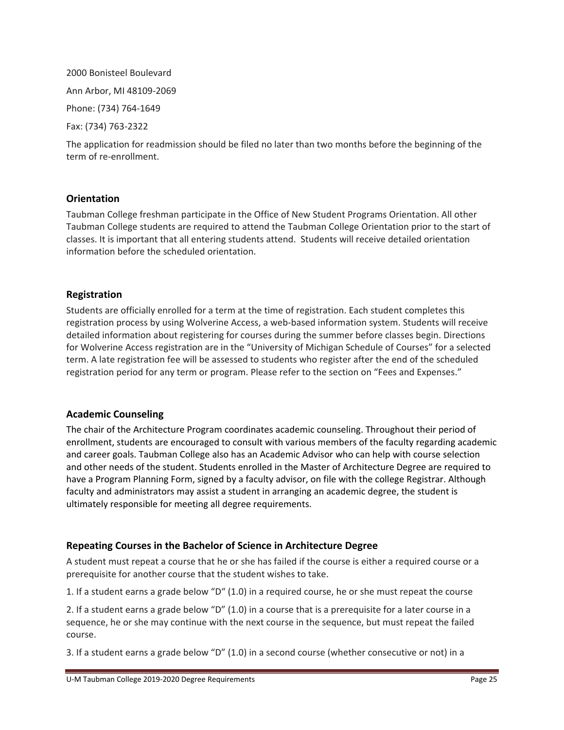2000 Bonisteel Boulevard

Ann Arbor, MI 48109-2069

Phone: (734) 764-1649

Fax: (734) 763-2322

The application for readmission should be filed no later than two months before the beginning of the term of re-enrollment.

## Orientation

Taubman College freshman participate in the Office of New Student Programs Orientation. All other Taubman College students are required to attend the Taubman College Orientation prior to the start of classes. It is important that all entering students attend. Students will receive detailed orientation information before the scheduled orientation.

## Registration

Students are officially enrolled for a term at the time of registration. Each student completes this registration process by using Wolverine Access, a web-based information system. Students will receive detailed information about registering for courses during the summer before classes begin. Directions for Wolverine Access registration are in the "University of Michigan Schedule of Courses" for a selected term. A late registration fee will be assessed to students who register after the end of the scheduled registration period for any term or program. Please refer to the section on "Fees and Expenses."

## Academic Counseling

The chair of the Architecture Program coordinates academic counseling. Throughout their period of enrollment, students are encouraged to consult with various members of the faculty regarding academic and career goals. Taubman College also has an Academic Advisor who can help with course selection and other needs of the student. Students enrolled in the Master of Architecture Degree are required to have a Program Planning Form, signed by a faculty advisor, on file with the college Registrar. Although faculty and administrators may assist a student in arranging an academic degree, the student is ultimately responsible for meeting all degree requirements.

## Repeating Courses in the Bachelor of Science in Architecture Degree

A student must repeat a course that he or she has failed if the course is either a required course or a prerequisite for another course that the student wishes to take.

1. If a student earns a grade below "D" (1.0) in a required course, he or she must repeat the course

2. If a student earns a grade below "D" (1.0) in a course that is a prerequisite for a later course in a sequence, he or she may continue with the next course in the sequence, but must repeat the failed course.

3. If a student earns a grade below "D" (1.0) in a second course (whether consecutive or not) in a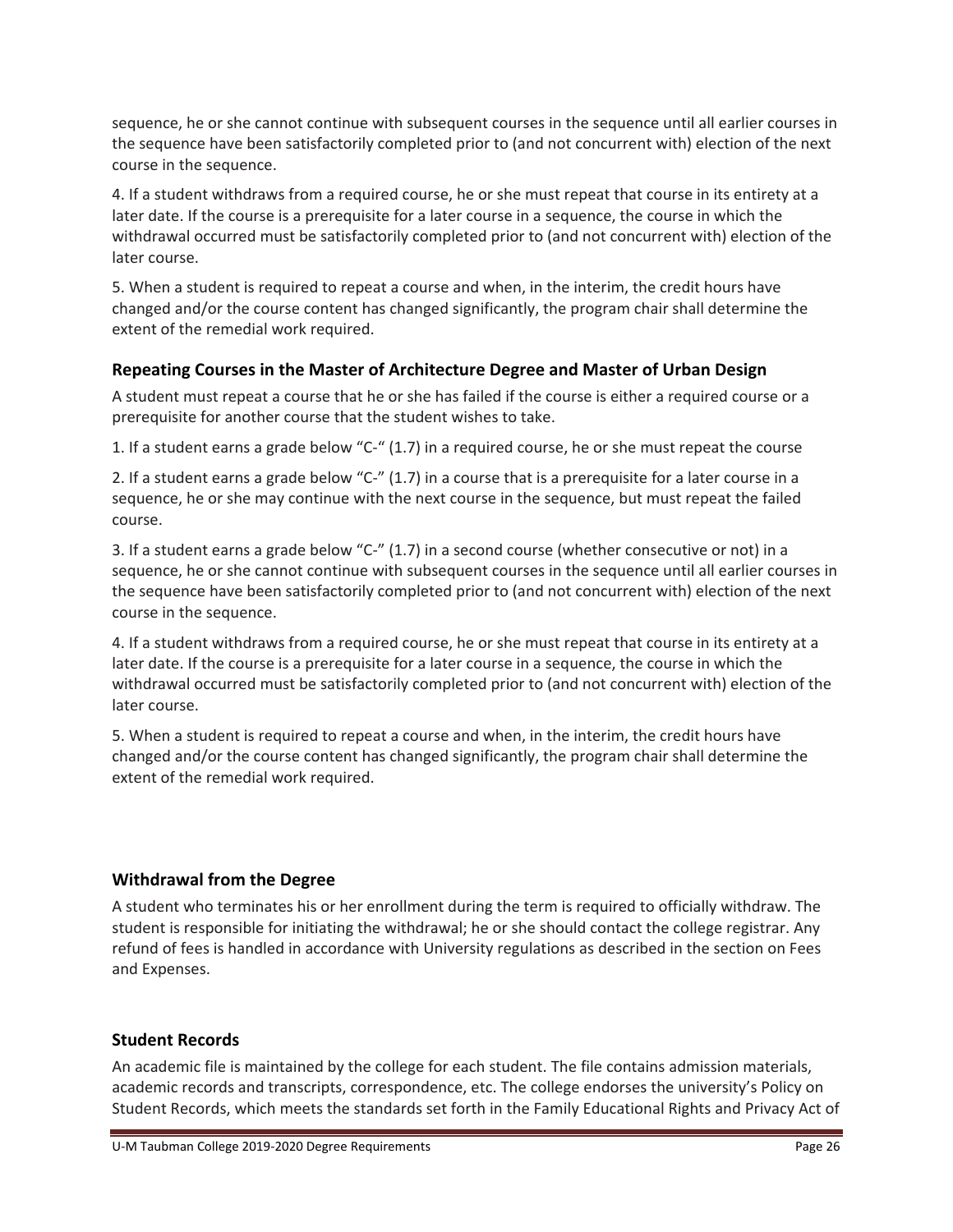sequence, he or she cannot continue with subsequent courses in the sequence until all earlier courses in the sequence have been satisfactorily completed prior to (and not concurrent with) election of the next course in the sequence.

4. If a student withdraws from a required course, he or she must repeat that course in its entirety at a later date. If the course is a prerequisite for a later course in a sequence, the course in which the withdrawal occurred must be satisfactorily completed prior to (and not concurrent with) election of the later course.

5. When a student is required to repeat a course and when, in the interim, the credit hours have changed and/or the course content has changed significantly, the program chair shall determine the extent of the remedial work required.

### Repeating Courses in the Master of Architecture Degree and Master of Urban Design

A student must repeat a course that he or she has failed if the course is either a required course or a prerequisite for another course that the student wishes to take.

1. If a student earns a grade below "C-" (1.7) in a required course, he or she must repeat the course

2. If a student earns a grade below "C-" (1.7) in a course that is a prerequisite for a later course in a sequence, he or she may continue with the next course in the sequence, but must repeat the failed course.

3. If a student earns a grade below "C-" (1.7) in a second course (whether consecutive or not) in a sequence, he or she cannot continue with subsequent courses in the sequence until all earlier courses in the sequence have been satisfactorily completed prior to (and not concurrent with) election of the next course in the sequence.

4. If a student withdraws from a required course, he or she must repeat that course in its entirety at a later date. If the course is a prerequisite for a later course in a sequence, the course in which the withdrawal occurred must be satisfactorily completed prior to (and not concurrent with) election of the later course.

5. When a student is required to repeat a course and when, in the interim, the credit hours have changed and/or the course content has changed significantly, the program chair shall determine the extent of the remedial work required.

### Withdrawal from the Degree

A student who terminates his or her enrollment during the term is required to officially withdraw. The student is responsible for initiating the withdrawal; he or she should contact the college registrar. Any refund of fees is handled in accordance with University regulations as described in the section on Fees and Expenses.

### Student Records

An academic file is maintained by the college for each student. The file contains admission materials, academic records and transcripts, correspondence, etc. The college endorses the university's Policy on Student Records, which meets the standards set forth in the Family Educational Rights and Privacy Act of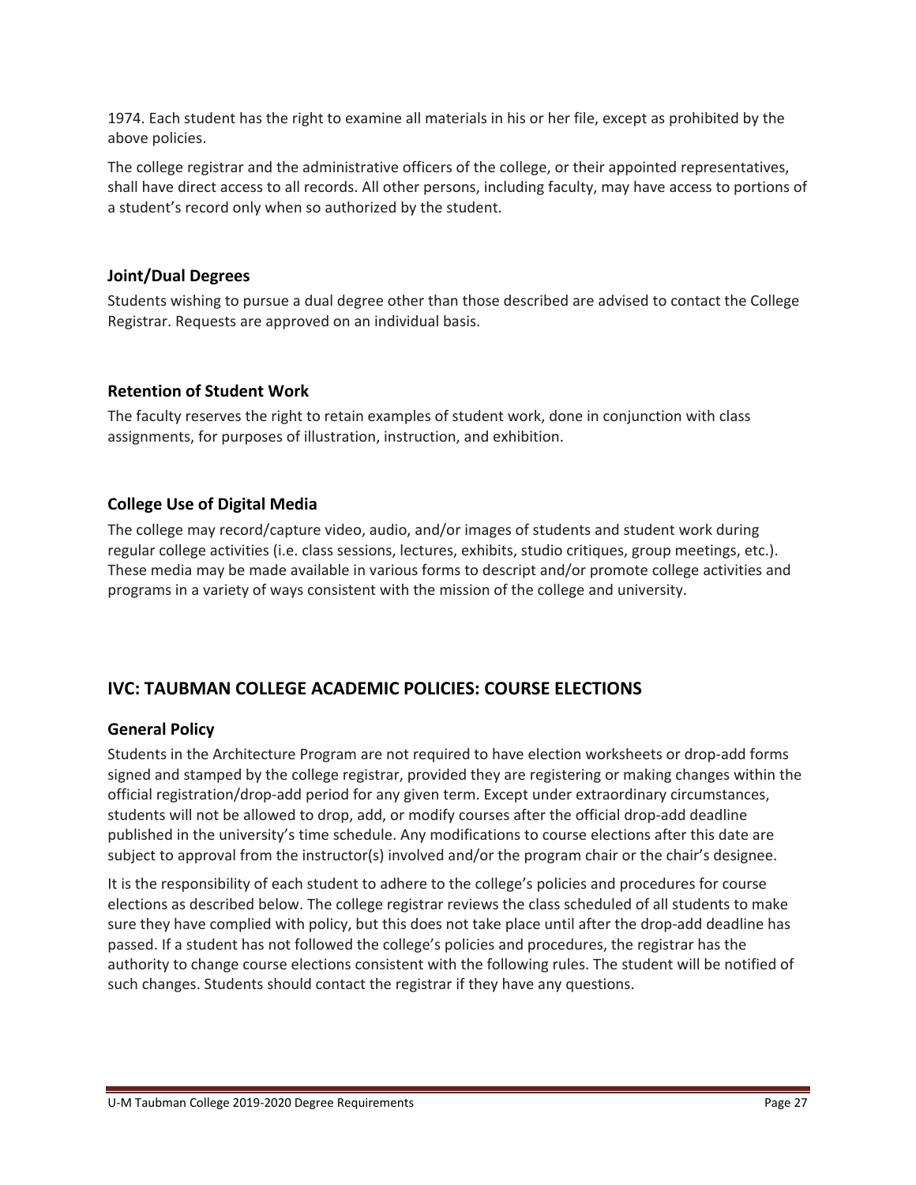1974. Each student has the right to examine all materials in his or her file, except as prohibited by the above policies.

The college registrar and the administrative officers of the college, or their appointed representatives, shall have direct access to all records. All other persons, including faculty, may have access to portions of a student's record only when so authorized by the student.

### Joint/Dual Degrees

Students wishing to pursue a dual degree other than those described are advised to contact the College Registrar. Requests are approved on an individual basis.

### Retention of Student Work

The faculty reserves the right to retain examples of student work, done in conjunction with class assignments, for purposes of illustration, instruction, and exhibition.

### College Use of Digital Media

The college may record/capture video, audio, and/or images of students and student work during regular college activities (i.e. class sessions, lectures, exhibits, studio critiques, group meetings, etc.). These media may be made available in various forms to descript and/or promote college activities and programs in a variety of ways consistent with the mission of the college and university.

## IVC: TAUBMAN COLLEGE ACADEMIC POLICIES: COURSE ELECTIONS

### General Policy

Students in the Architecture Program are not required to have election worksheets or drop-add forms signed and stamped by the college registrar, provided they are registering or making changes within the official registration/drop-add period for any given term. Except under extraordinary circumstances, students will not be allowed to drop, add, or modify courses after the official drop-add deadline published in the university's time schedule. Any modifications to course elections after this date are subject to approval from the instructor(s) involved and/or the program chair or the chair's designee.

It is the responsibility of each student to adhere to the college's policies and procedures for course elections as described below. The college registrar reviews the class scheduled of all students to make sure they have complied with policy, but this does not take place until after the drop-add deadline has passed. If a student has not followed the college's policies and procedures, the registrar has the authority to change course elections consistent with the following rules. The student will be notified of such changes. Students should contact the registrar if they have any questions.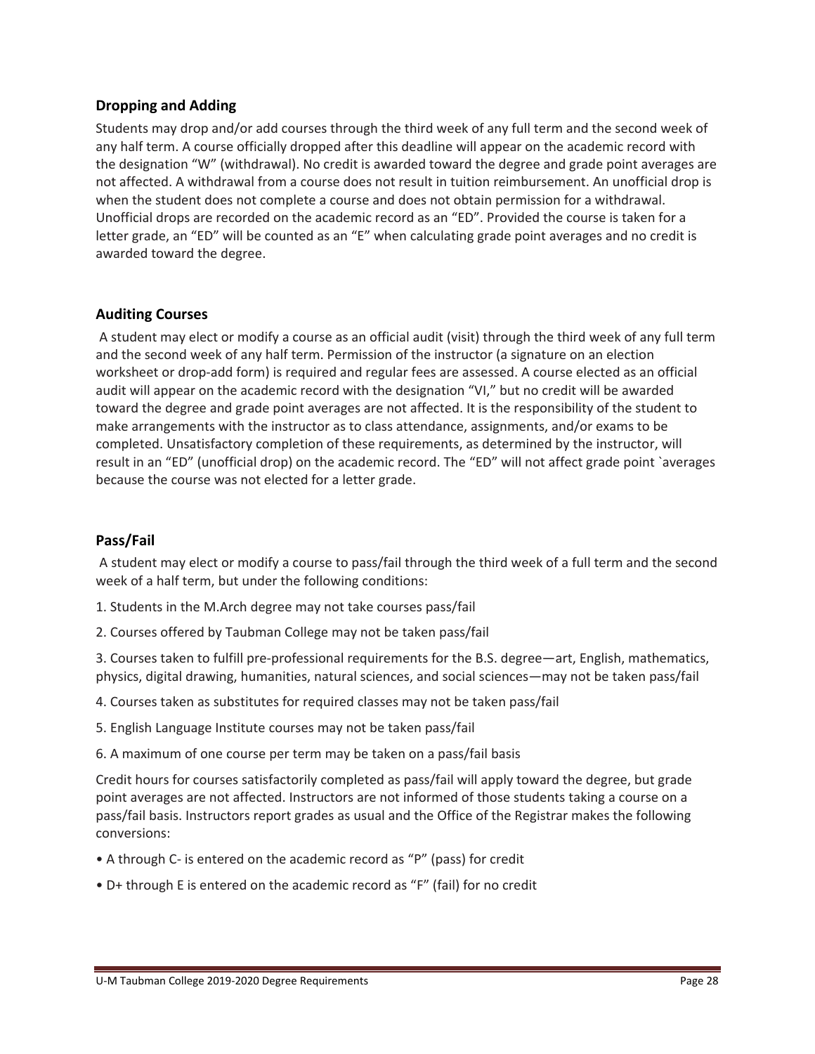## Dropping and Adding

Students may drop and/or add courses through the third week of any full term and the second week of any half term. A course officially dropped after this deadline will appear on the academic record with the designation "W" (withdrawal). No credit is awarded toward the degree and grade point averages are not affected. A withdrawal from a course does not result in tuition reimbursement. An unofficial drop is when the student does not complete a course and does not obtain permission for a withdrawal. Unofficial drops are recorded on the academic record as an "ED". Provided the course is taken for a letter grade, an "ED" will be counted as an "E" when calculating grade point averages and no credit is awarded toward the degree.

## Auditing Courses

A student may elect or modify a course as an official audit (visit) through the third week of any full term and the second week of any half term. Permission of the instructor (a signature on an election worksheet or drop-add form) is required and regular fees are assessed. A course elected as an official audit will appear on the academic record with the designation "VI," but no credit will be awarded toward the degree and grade point averages are not affected. It is the responsibility of the student to make arrangements with the instructor as to class attendance, assignments, and/or exams to be completed. Unsatisfactory completion of these requirements, as determined by the instructor, will result in an "ED" (unofficial drop) on the academic record. The "ED" will not affect grade point `averages because the course was not elected for a letter grade.

## Pass/Fail

A student may elect or modify a course to pass/fail through the third week of a full term and the second week of a half term, but under the following conditions:

1. Students in the M.Arch degree may not take courses pass/fail
2. Courses offered by Taubman College may not be taken pass/fail
3. Courses taken to fulfill pre-professional requirements for the B.S. degree—art, English, mathematics, physics, digital drawing, humanities, natural sciences, and social sciences—may not be taken pass/fail
4. Courses taken as substitutes for required classes may not be taken pass/fail
5. English Language Institute courses may not be taken pass/fail
6. A maximum of one course per term may be taken on a pass/fail basis

Credit hours for courses satisfactorily completed as pass/fail will apply toward the degree, but grade point averages are not affected. Instructors are not informed of those students taking a course on a pass/fail basis. Instructors report grades as usual and the Office of the Registrar makes the following conversions:

- A through C- is entered on the academic record as "P" (pass) for credit
- D+ through E is entered on the academic record as "F" (fail) for no credit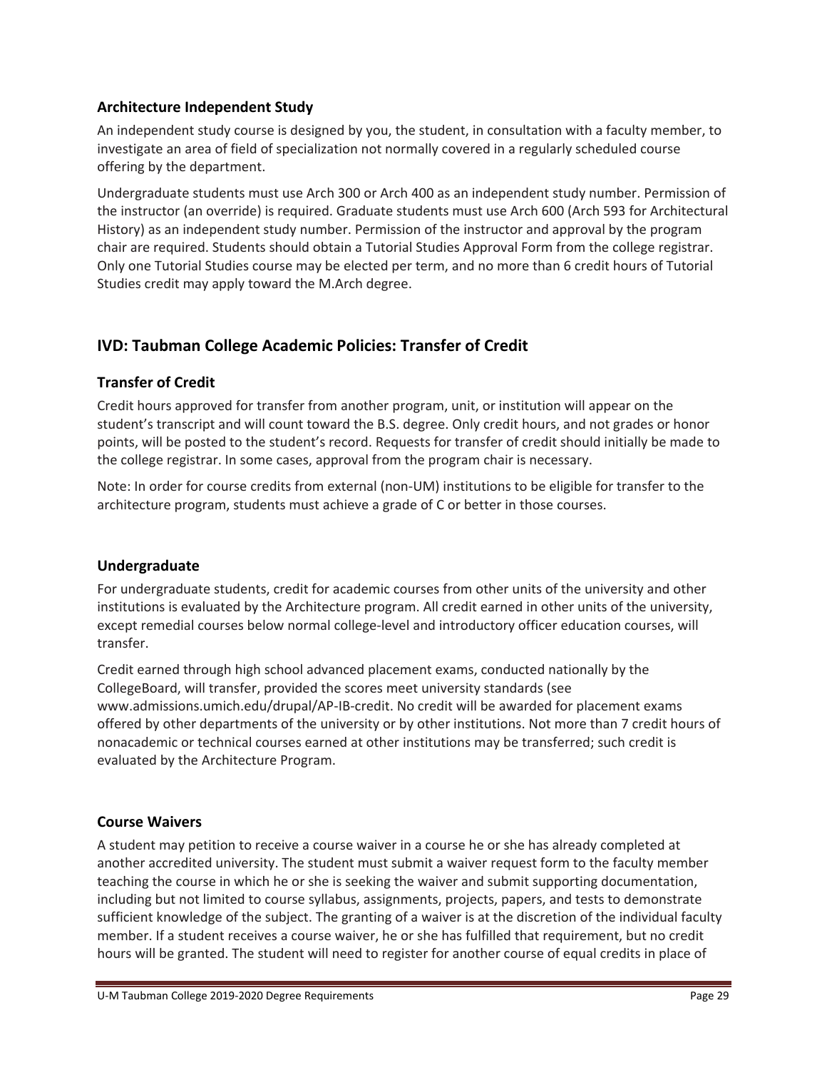### Architecture Independent Study

An independent study course is designed by you, the student, in consultation with a faculty member, to investigate an area of field of specialization not normally covered in a regularly scheduled course offering by the department.

Undergraduate students must use Arch 300 or Arch 400 as an independent study number. Permission of the instructor (an override) is required. Graduate students must use Arch 600 (Arch 593 for Architectural History) as an independent study number. Permission of the instructor and approval by the program chair are required. Students should obtain a Tutorial Studies Approval Form from the college registrar. Only one Tutorial Studies course may be elected per term, and no more than 6 credit hours of Tutorial Studies credit may apply toward the M.Arch degree.

## IVD: Taubman College Academic Policies: Transfer of Credit

### Transfer of Credit

Credit hours approved for transfer from another program, unit, or institution will appear on the student's transcript and will count toward the B.S. degree. Only credit hours, and not grades or honor points, will be posted to the student's record. Requests for transfer of credit should initially be made to the college registrar. In some cases, approval from the program chair is necessary.

Note: In order for course credits from external (non-UM) institutions to be eligible for transfer to the architecture program, students must achieve a grade of C or better in those courses.

### Undergraduate

For undergraduate students, credit for academic courses from other units of the university and other institutions is evaluated by the Architecture program. All credit earned in other units of the university, except remedial courses below normal college-level and introductory officer education courses, will transfer.

Credit earned through high school advanced placement exams, conducted nationally by the CollegeBoard, will transfer, provided the scores meet university standards (see www.admissions.umich.edu/drupal/AP-IB-credit. No credit will be awarded for placement exams offered by other departments of the university or by other institutions. Not more than 7 credit hours of nonacademic or technical courses earned at other institutions may be transferred; such credit is evaluated by the Architecture Program.

### Course Waivers

A student may petition to receive a course waiver in a course he or she has already completed at another accredited university. The student must submit a waiver request form to the faculty member teaching the course in which he or she is seeking the waiver and submit supporting documentation, including but not limited to course syllabus, assignments, projects, papers, and tests to demonstrate sufficient knowledge of the subject. The granting of a waiver is at the discretion of the individual faculty member. If a student receives a course waiver, he or she has fulfilled that requirement, but no credit hours will be granted. The student will need to register for another course of equal credits in place of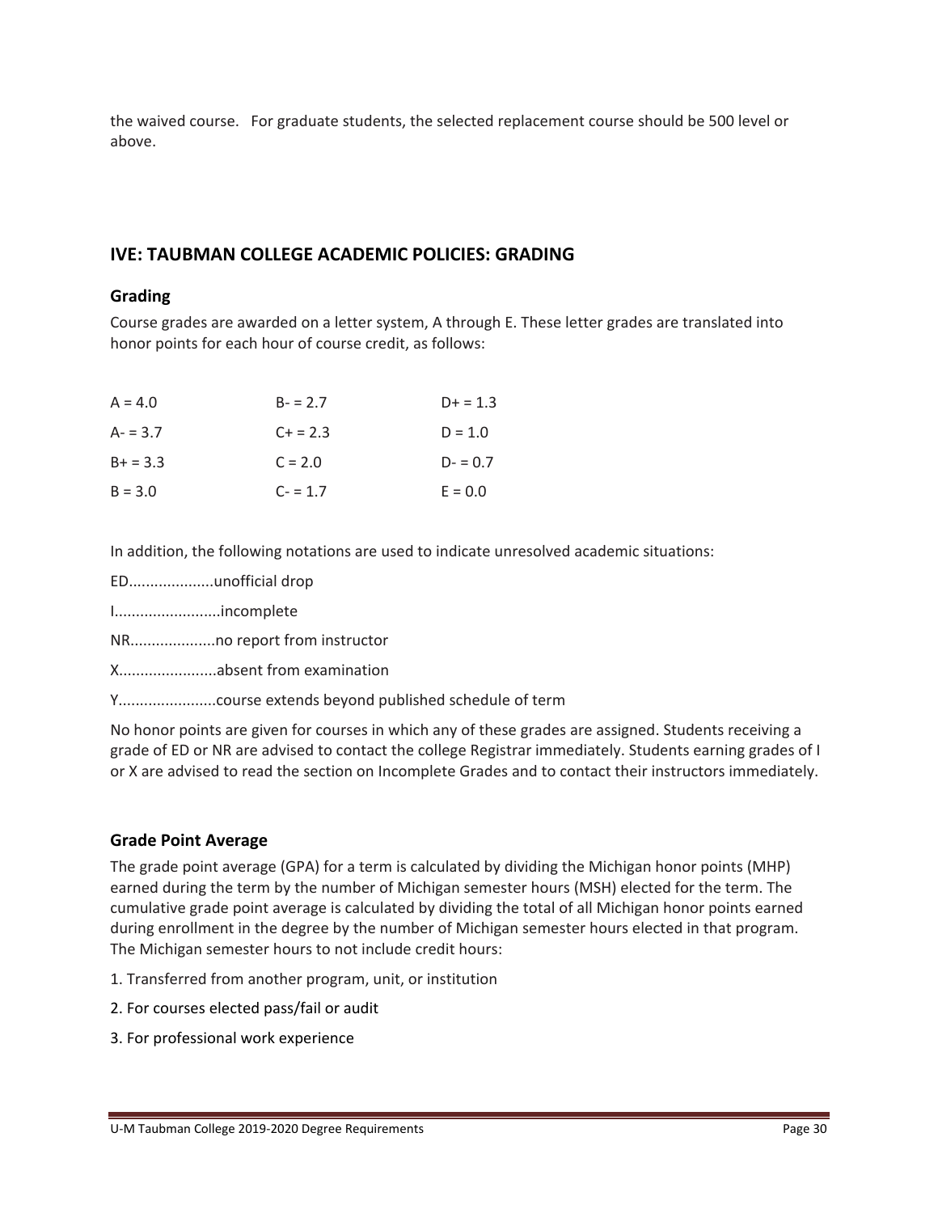the waived course. For graduate students, the selected replacement course should be 500 level or above.

## IVE: TAUBMAN COLLEGE ACADEMIC POLICIES: GRADING

### Grading

Course grades are awarded on a letter system, A through E. These letter grades are translated into honor points for each hour of course credit, as follows:

| | | |
|---|---|---|
| A = 4.0 | B- = 2.7 | D+ = 1.3 |
| A- = 3.7 | C+ = 2.3 | D = 1.0 |
| B+ = 3.3 | C = 2.0 | D- = 0.7 |
| B = 3.0 | C- = 1.7 | E = 0.0 |

In addition, the following notations are used to indicate unresolved academic situations:

ED....................unofficial drop

I.........................incomplete

NR....................no report from instructor

X.......................absent from examination

Y.......................course extends beyond published schedule of term

No honor points are given for courses in which any of these grades are assigned. Students receiving a grade of ED or NR are advised to contact the college Registrar immediately. Students earning grades of I or X are advised to read the section on Incomplete Grades and to contact their instructors immediately.

### Grade Point Average

The grade point average (GPA) for a term is calculated by dividing the Michigan honor points (MHP) earned during the term by the number of Michigan semester hours (MSH) elected for the term. The cumulative grade point average is calculated by dividing the total of all Michigan honor points earned during enrollment in the degree by the number of Michigan semester hours elected in that program. The Michigan semester hours to not include credit hours:

1. Transferred from another program, unit, or institution
2. For courses elected pass/fail or audit
3. For professional work experience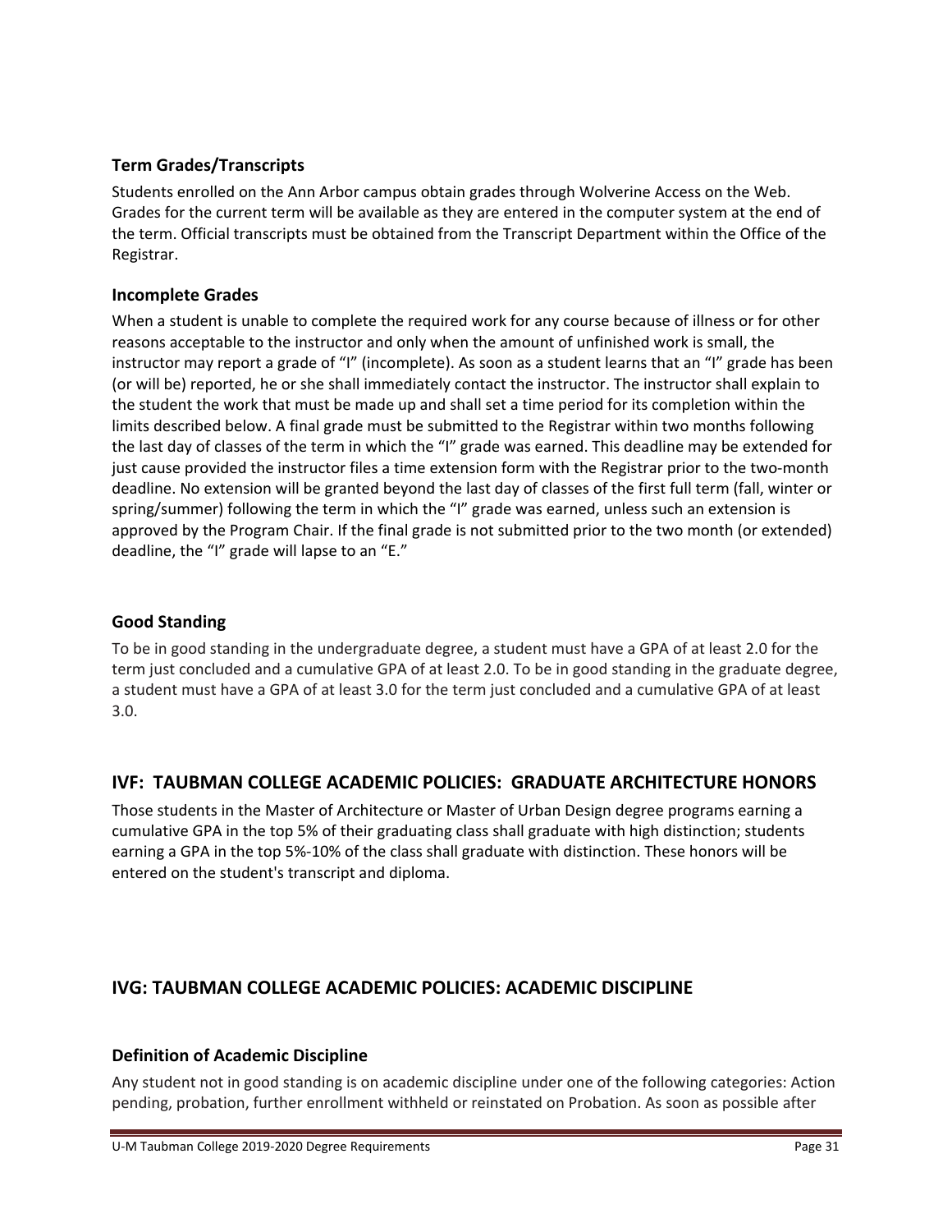### Term Grades/Transcripts

Students enrolled on the Ann Arbor campus obtain grades through Wolverine Access on the Web. Grades for the current term will be available as they are entered in the computer system at the end of the term. Official transcripts must be obtained from the Transcript Department within the Office of the Registrar.

### Incomplete Grades

When a student is unable to complete the required work for any course because of illness or for other reasons acceptable to the instructor and only when the amount of unfinished work is small, the instructor may report a grade of "I" (incomplete). As soon as a student learns that an "I" grade has been (or will be) reported, he or she shall immediately contact the instructor. The instructor shall explain to the student the work that must be made up and shall set a time period for its completion within the limits described below. A final grade must be submitted to the Registrar within two months following the last day of classes of the term in which the "I" grade was earned. This deadline may be extended for just cause provided the instructor files a time extension form with the Registrar prior to the two-month deadline. No extension will be granted beyond the last day of classes of the first full term (fall, winter or spring/summer) following the term in which the "I" grade was earned, unless such an extension is approved by the Program Chair. If the final grade is not submitted prior to the two month (or extended) deadline, the "I" grade will lapse to an "E."

### Good Standing

To be in good standing in the undergraduate degree, a student must have a GPA of at least 2.0 for the term just concluded and a cumulative GPA of at least 2.0. To be in good standing in the graduate degree, a student must have a GPA of at least 3.0 for the term just concluded and a cumulative GPA of at least 3.0.

## IVF: TAUBMAN COLLEGE ACADEMIC POLICIES: GRADUATE ARCHITECTURE HONORS

Those students in the Master of Architecture or Master of Urban Design degree programs earning a cumulative GPA in the top 5% of their graduating class shall graduate with high distinction; students earning a GPA in the top 5%-10% of the class shall graduate with distinction. These honors will be entered on the student's transcript and diploma.

## IVG: TAUBMAN COLLEGE ACADEMIC POLICIES: ACADEMIC DISCIPLINE

### Definition of Academic Discipline

Any student not in good standing is on academic discipline under one of the following categories: Action pending, probation, further enrollment withheld or reinstated on Probation. As soon as possible after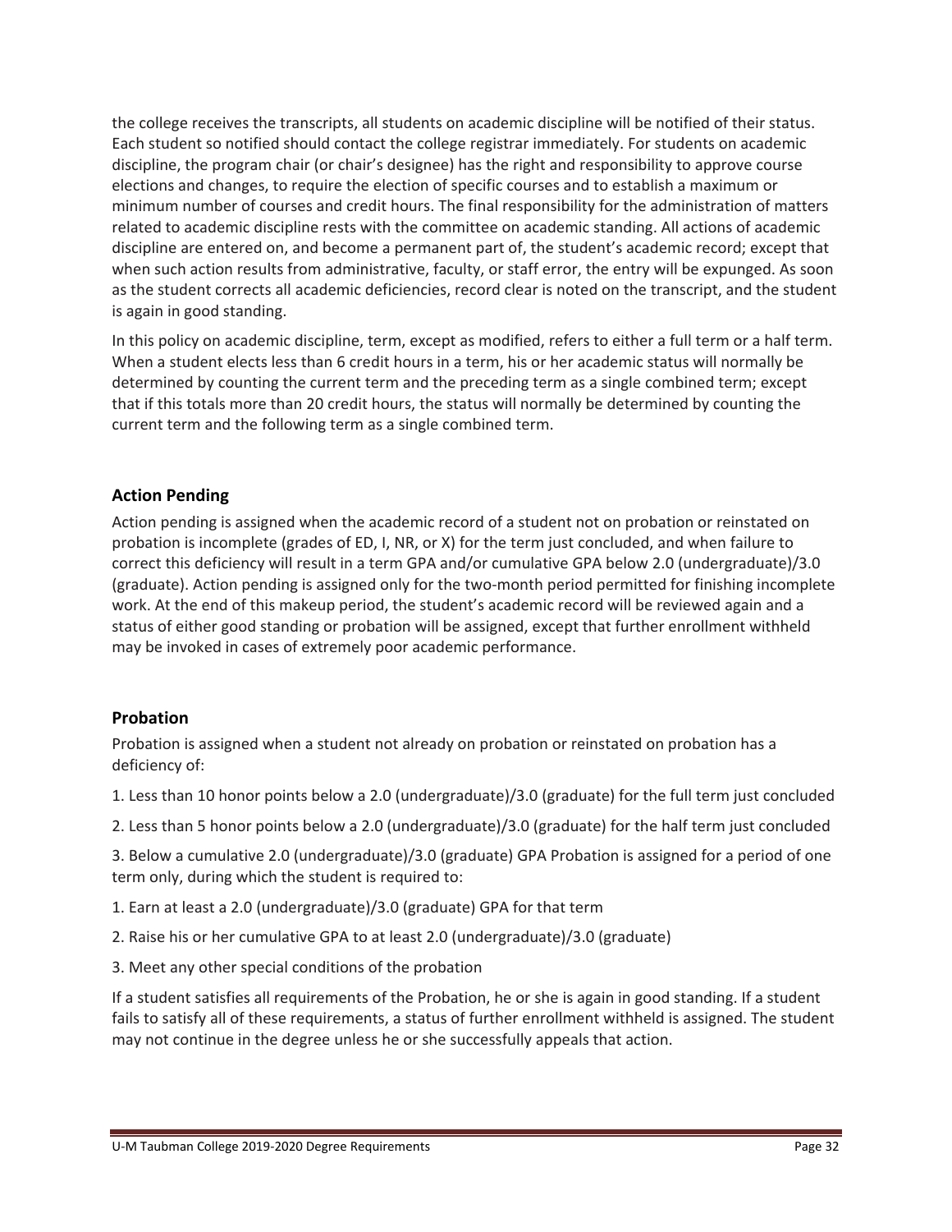the college receives the transcripts, all students on academic discipline will be notified of their status. Each student so notified should contact the college registrar immediately. For students on academic discipline, the program chair (or chair's designee) has the right and responsibility to approve course elections and changes, to require the election of specific courses and to establish a maximum or minimum number of courses and credit hours. The final responsibility for the administration of matters related to academic discipline rests with the committee on academic standing. All actions of academic discipline are entered on, and become a permanent part of, the student's academic record; except that when such action results from administrative, faculty, or staff error, the entry will be expunged. As soon as the student corrects all academic deficiencies, record clear is noted on the transcript, and the student is again in good standing.

In this policy on academic discipline, term, except as modified, refers to either a full term or a half term. When a student elects less than 6 credit hours in a term, his or her academic status will normally be determined by counting the current term and the preceding term as a single combined term; except that if this totals more than 20 credit hours, the status will normally be determined by counting the current term and the following term as a single combined term.

### Action Pending

Action pending is assigned when the academic record of a student not on probation or reinstated on probation is incomplete (grades of ED, I, NR, or X) for the term just concluded, and when failure to correct this deficiency will result in a term GPA and/or cumulative GPA below 2.0 (undergraduate)/3.0 (graduate). Action pending is assigned only for the two-month period permitted for finishing incomplete work. At the end of this makeup period, the student's academic record will be reviewed again and a status of either good standing or probation will be assigned, except that further enrollment withheld may be invoked in cases of extremely poor academic performance.

### Probation

Probation is assigned when a student not already on probation or reinstated on probation has a deficiency of:

1. Less than 10 honor points below a 2.0 (undergraduate)/3.0 (graduate) for the full term just concluded

2. Less than 5 honor points below a 2.0 (undergraduate)/3.0 (graduate) for the half term just concluded

3. Below a cumulative 2.0 (undergraduate)/3.0 (graduate) GPA Probation is assigned for a period of one term only, during which the student is required to:

1. Earn at least a 2.0 (undergraduate)/3.0 (graduate) GPA for that term

2. Raise his or her cumulative GPA to at least 2.0 (undergraduate)/3.0 (graduate)

3. Meet any other special conditions of the probation

If a student satisfies all requirements of the Probation, he or she is again in good standing. If a student fails to satisfy all of these requirements, a status of further enrollment withheld is assigned. The student may not continue in the degree unless he or she successfully appeals that action.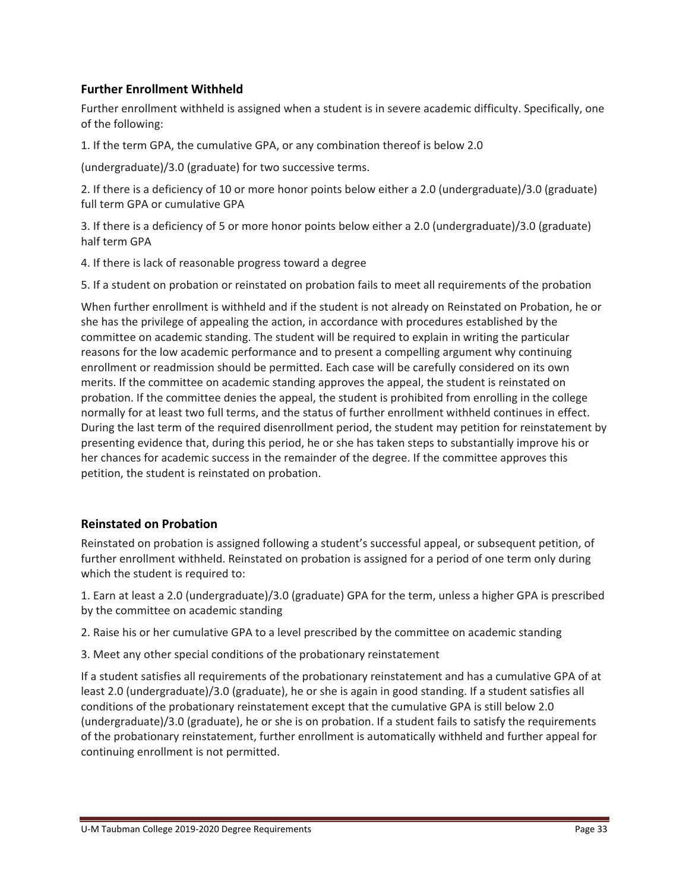### Further Enrollment Withheld

Further enrollment withheld is assigned when a student is in severe academic difficulty. Specifically, one of the following:

1. If the term GPA, the cumulative GPA, or any combination thereof is below 2.0

(undergraduate)/3.0 (graduate) for two successive terms.

2. If there is a deficiency of 10 or more honor points below either a 2.0 (undergraduate)/3.0 (graduate) full term GPA or cumulative GPA

3. If there is a deficiency of 5 or more honor points below either a 2.0 (undergraduate)/3.0 (graduate) half term GPA

4. If there is lack of reasonable progress toward a degree

5. If a student on probation or reinstated on probation fails to meet all requirements of the probation

When further enrollment is withheld and if the student is not already on Reinstated on Probation, he or she has the privilege of appealing the action, in accordance with procedures established by the committee on academic standing. The student will be required to explain in writing the particular reasons for the low academic performance and to present a compelling argument why continuing enrollment or readmission should be permitted. Each case will be carefully considered on its own merits. If the committee on academic standing approves the appeal, the student is reinstated on probation. If the committee denies the appeal, the student is prohibited from enrolling in the college normally for at least two full terms, and the status of further enrollment withheld continues in effect. During the last term of the required disenrollment period, the student may petition for reinstatement by presenting evidence that, during this period, he or she has taken steps to substantially improve his or her chances for academic success in the remainder of the degree. If the committee approves this petition, the student is reinstated on probation.

### Reinstated on Probation

Reinstated on probation is assigned following a student's successful appeal, or subsequent petition, of further enrollment withheld. Reinstated on probation is assigned for a period of one term only during which the student is required to:

1. Earn at least a 2.0 (undergraduate)/3.0 (graduate) GPA for the term, unless a higher GPA is prescribed by the committee on academic standing

2. Raise his or her cumulative GPA to a level prescribed by the committee on academic standing

3. Meet any other special conditions of the probationary reinstatement

If a student satisfies all requirements of the probationary reinstatement and has a cumulative GPA of at least 2.0 (undergraduate)/3.0 (graduate), he or she is again in good standing. If a student satisfies all conditions of the probationary reinstatement except that the cumulative GPA is still below 2.0 (undergraduate)/3.0 (graduate), he or she is on probation. If a student fails to satisfy the requirements of the probationary reinstatement, further enrollment is automatically withheld and further appeal for continuing enrollment is not permitted.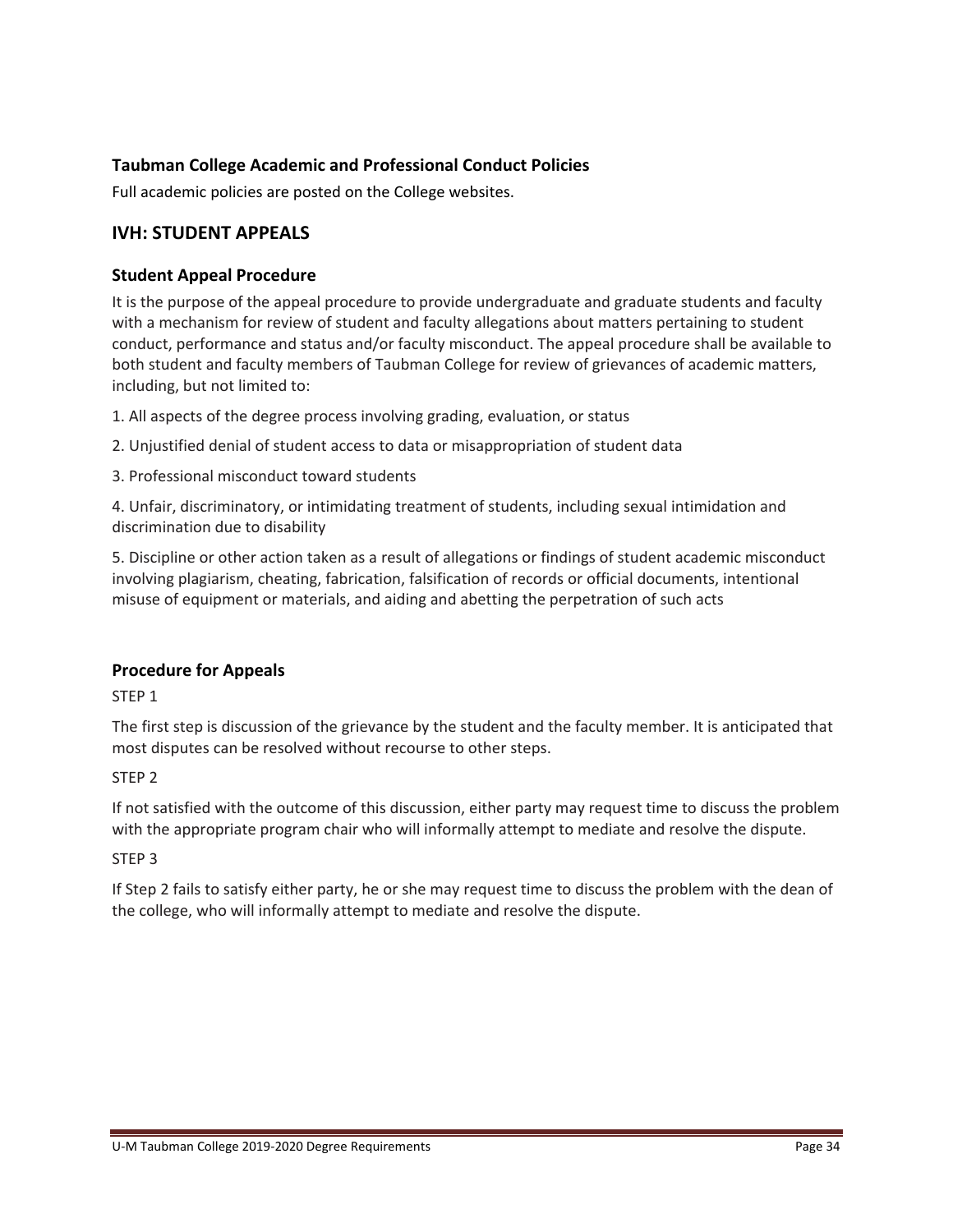### Taubman College Academic and Professional Conduct Policies

Full academic policies are posted on the College websites.

## IVH: STUDENT APPEALS

### Student Appeal Procedure

It is the purpose of the appeal procedure to provide undergraduate and graduate students and faculty with a mechanism for review of student and faculty allegations about matters pertaining to student conduct, performance and status and/or faculty misconduct. The appeal procedure shall be available to both student and faculty members of Taubman College for review of grievances of academic matters, including, but not limited to:

1. All aspects of the degree process involving grading, evaluation, or status

2. Unjustified denial of student access to data or misappropriation of student data

3. Professional misconduct toward students

4. Unfair, discriminatory, or intimidating treatment of students, including sexual intimidation and discrimination due to disability

5. Discipline or other action taken as a result of allegations or findings of student academic misconduct involving plagiarism, cheating, fabrication, falsification of records or official documents, intentional misuse of equipment or materials, and aiding and abetting the perpetration of such acts

### Procedure for Appeals

STEP 1

The first step is discussion of the grievance by the student and the faculty member. It is anticipated that most disputes can be resolved without recourse to other steps.

STEP 2

If not satisfied with the outcome of this discussion, either party may request time to discuss the problem with the appropriate program chair who will informally attempt to mediate and resolve the dispute.

STEP 3

If Step 2 fails to satisfy either party, he or she may request time to discuss the problem with the dean of the college, who will informally attempt to mediate and resolve the dispute.